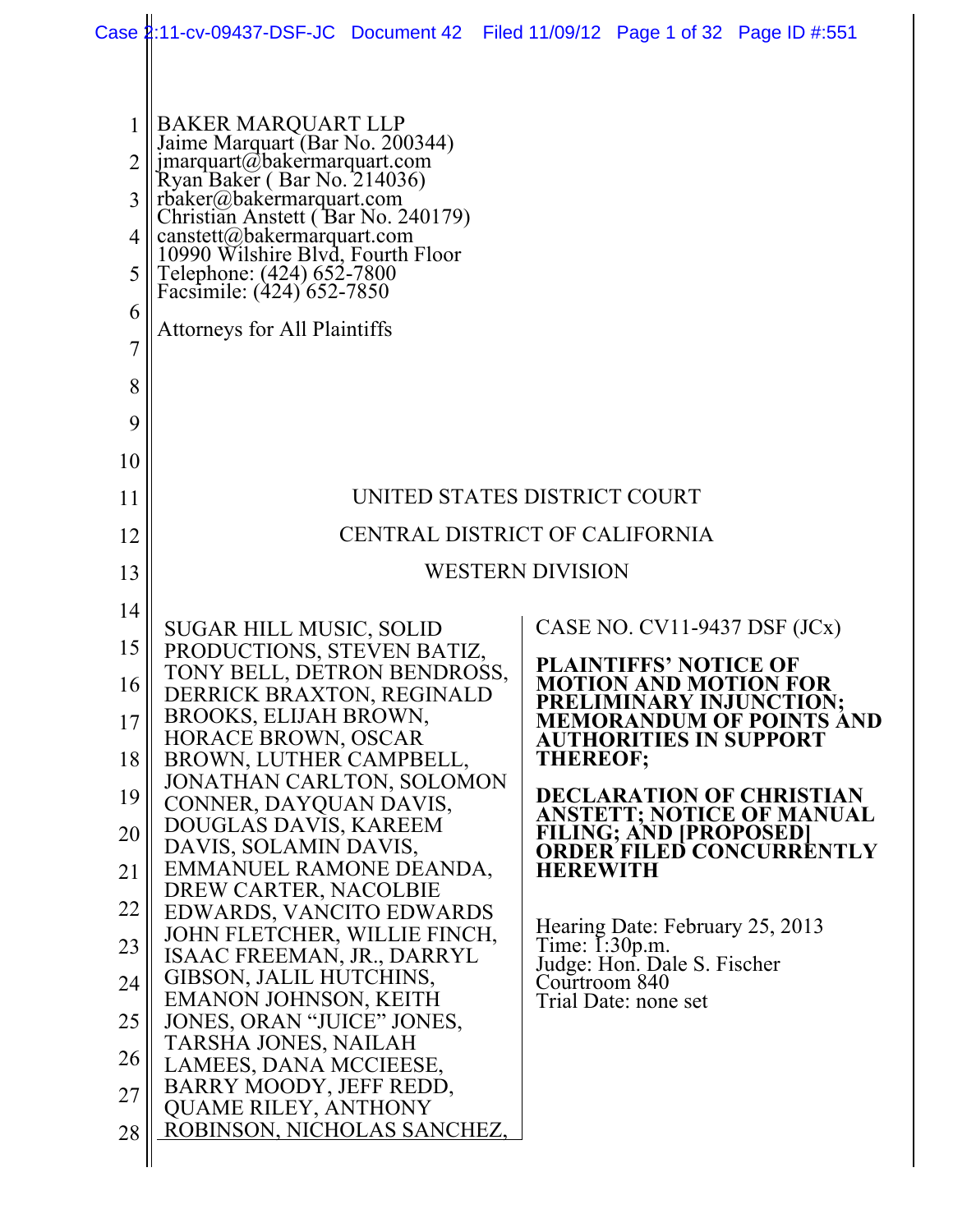BAKER MARQUART LLP
Jaime Marquart (Bar No. 200344)
jmarquart@bakermarquart.com
Ryan Baker ( Bar No. 214036)
rbaker@bakermarquart.com
Christian Anstett ( Bar No. 240179)
canstett@bakermarquart.com
10990 Wilshire Blvd, Fourth Floor
Telephone: (424) 652-7800
Facsimile: (424) 652-7850

Attorneys for All Plaintiffs

UNITED STATES DISTRICT COURT

CENTRAL DISTRICT OF CALIFORNIA

WESTERN DIVISION

SUGAR HILL MUSIC, SOLID PRODUCTIONS, STEVEN BATIZ, TONY BELL, DETRON BENDROSS, DERRICK BRAXTON, REGINALD BROOKS, ELIJAH BROWN, HORACE BROWN, OSCAR BROWN, LUTHER CAMPBELL, JONATHAN CARLTON, SOLOMON CONNER, DAYQUAN DAVIS, DOUGLAS DAVIS, KAREEM DAVIS, SOLAMIN DAVIS, EMMANUEL RAMONE DEANDA, DREW CARTER, NACOLBIE EDWARDS, VANCITO EDWARDS JOHN FLETCHER, WILLIE FINCH, ISAAC FREEMAN, JR., DARRYL GIBSON, JALIL HUTCHINS, EMANON JOHNSON, KEITH JONES, ORAN "JUICE" JONES, TARSHA JONES, NAILAH LAMEES, DANA MCCIEESE, BARRY MOODY, JEFF REDD, QUAME RILEY, ANTHONY ROBINSON, NICHOLAS SANCHEZ,

CASE NO. CV11-9437 DSF (JCx)

**PLAINTIFFS' NOTICE OF MOTION AND MOTION FOR PRELIMINARY INJUNCTION; MEMORANDUM OF POINTS AND AUTHORITIES IN SUPPORT THEREOF;**

**DECLARATION OF CHRISTIAN ANSTETT; NOTICE OF MANUAL FILING; AND [PROPOSED] ORDER FILED CONCURRENTLY HEREWITH**

Hearing Date: February 25, 2013
Time: 1:30p.m.
Judge: Hon. Dale S. Fischer
Courtroom 840
Trial Date: none set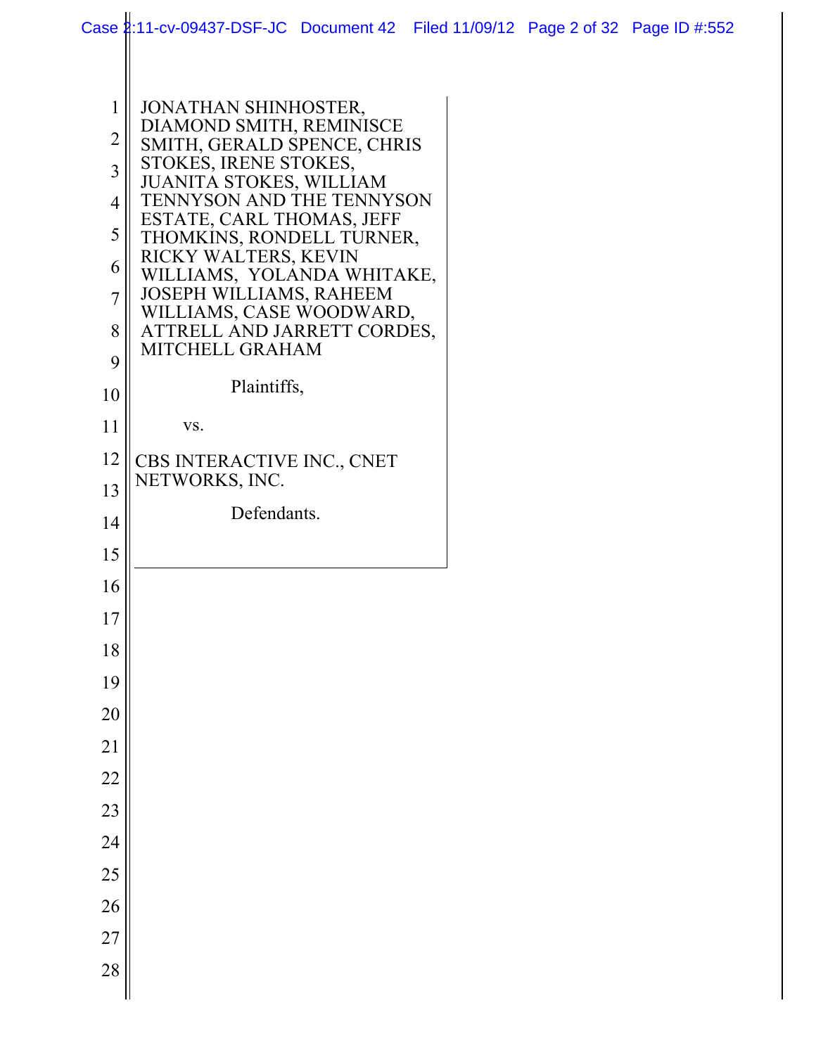JONATHAN SHINHOSTER, DIAMOND SMITH, REMINISCE SMITH, GERALD SPENCE, CHRIS STOKES, IRENE STOKES, JUANITA STOKES, WILLIAM TENNYSON AND THE TENNYSON ESTATE, CARL THOMAS, JEFF THOMKINS, RONDELL TURNER, RICKY WALTERS, KEVIN WILLIAMS, YOLANDA WHITAKE, JOSEPH WILLIAMS, RAHEEM WILLIAMS, CASE WOODWARD, ATTRELL AND JARRETT CORDES, MITCHELL GRAHAM

Plaintiffs,

vs.

CBS INTERACTIVE INC., CNET NETWORKS, INC.

Defendants.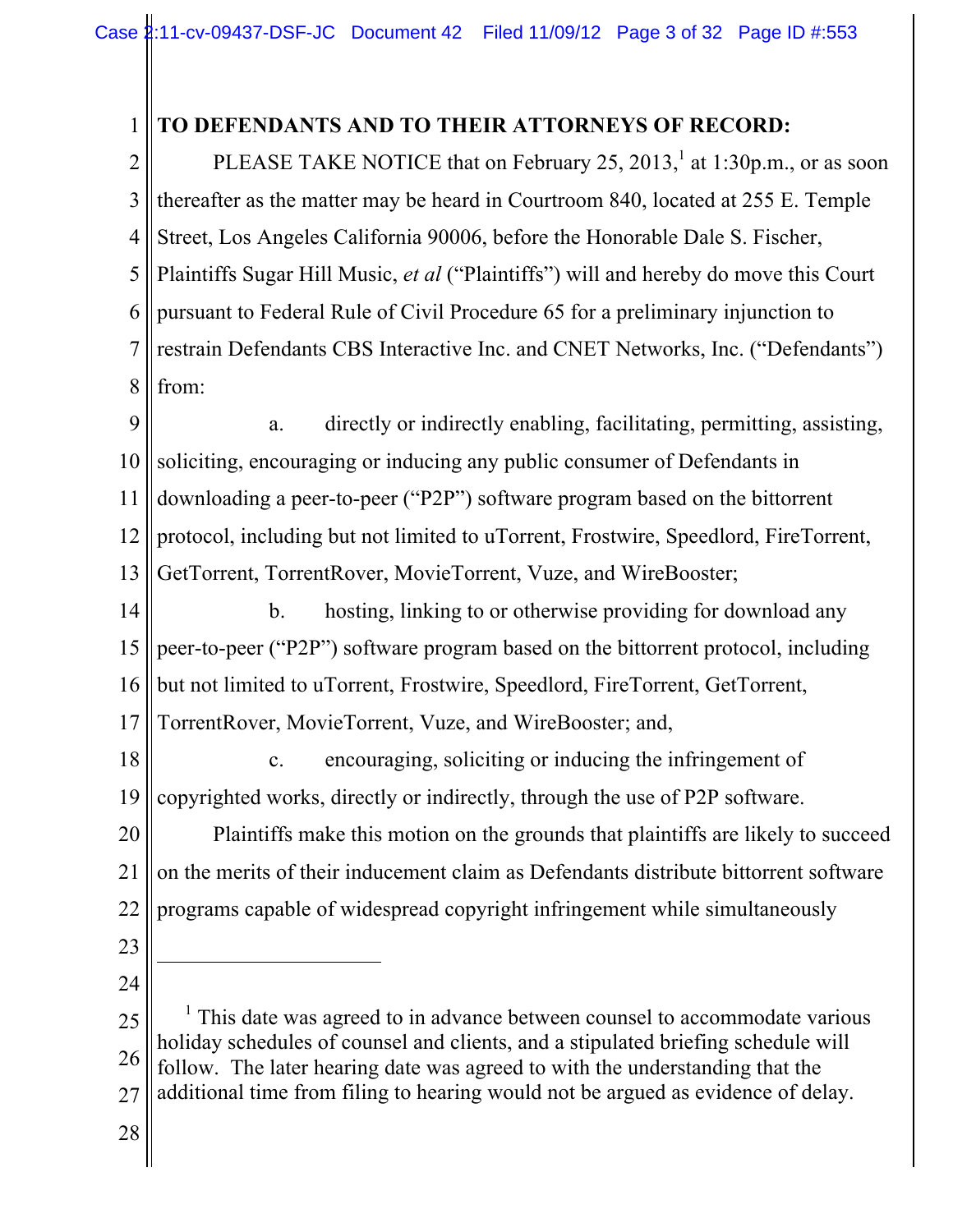**TO DEFENDANTS AND TO THEIR ATTORNEYS OF RECORD:**

PLEASE TAKE NOTICE that on February 25, 2013,[1] at 1:30p.m., or as soon thereafter as the matter may be heard in Courtroom 840, located at 255 E. Temple Street, Los Angeles California 90006, before the Honorable Dale S. Fischer, Plaintiffs Sugar Hill Music, *et al* ("Plaintiffs") will and hereby do move this Court pursuant to Federal Rule of Civil Procedure 65 for a preliminary injunction to restrain Defendants CBS Interactive Inc. and CNET Networks, Inc. ("Defendants") from:

a. directly or indirectly enabling, facilitating, permitting, assisting, soliciting, encouraging or inducing any public consumer of Defendants in downloading a peer-to-peer ("P2P") software program based on the bittorrent protocol, including but not limited to uTorrent, Frostwire, Speedlord, FireTorrent, GetTorrent, TorrentRover, MovieTorrent, Vuze, and WireBooster;

b. hosting, linking to or otherwise providing for download any peer-to-peer ("P2P") software program based on the bittorrent protocol, including but not limited to uTorrent, Frostwire, Speedlord, FireTorrent, GetTorrent, TorrentRover, MovieTorrent, Vuze, and WireBooster; and,

c. encouraging, soliciting or inducing the infringement of copyrighted works, directly or indirectly, through the use of P2P software.

Plaintiffs make this motion on the grounds that plaintiffs are likely to succeed on the merits of their inducement claim as Defendants distribute bittorrent software programs capable of widespread copyright infringement while simultaneously

---

[1] This date was agreed to in advance between counsel to accommodate various holiday schedules of counsel and clients, and a stipulated briefing schedule will follow. The later hearing date was agreed to with the understanding that the additional time from filing to hearing would not be argued as evidence of delay.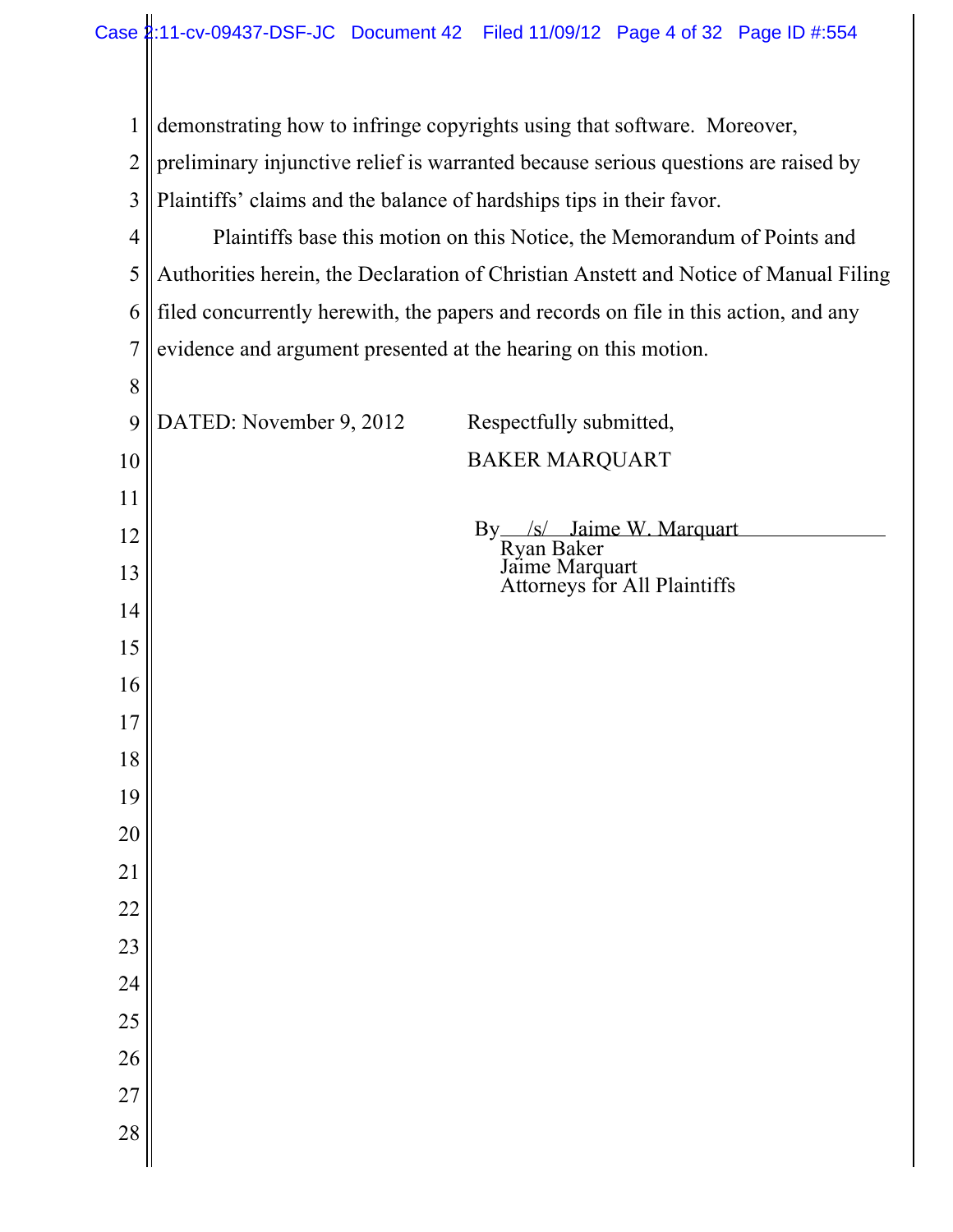demonstrating how to infringe copyrights using that software. Moreover, preliminary injunctive relief is warranted because serious questions are raised by Plaintiffs' claims and the balance of hardships tips in their favor.

Plaintiffs base this motion on this Notice, the Memorandum of Points and Authorities herein, the Declaration of Christian Anstett and Notice of Manual Filing filed concurrently herewith, the papers and records on file in this action, and any evidence and argument presented at the hearing on this motion.

DATED: November 9, 2012

Respectfully submitted,

BAKER MARQUART

By /s/ Jaime W. Marquart
Ryan Baker
Jaime Marquart
Attorneys for All Plaintiffs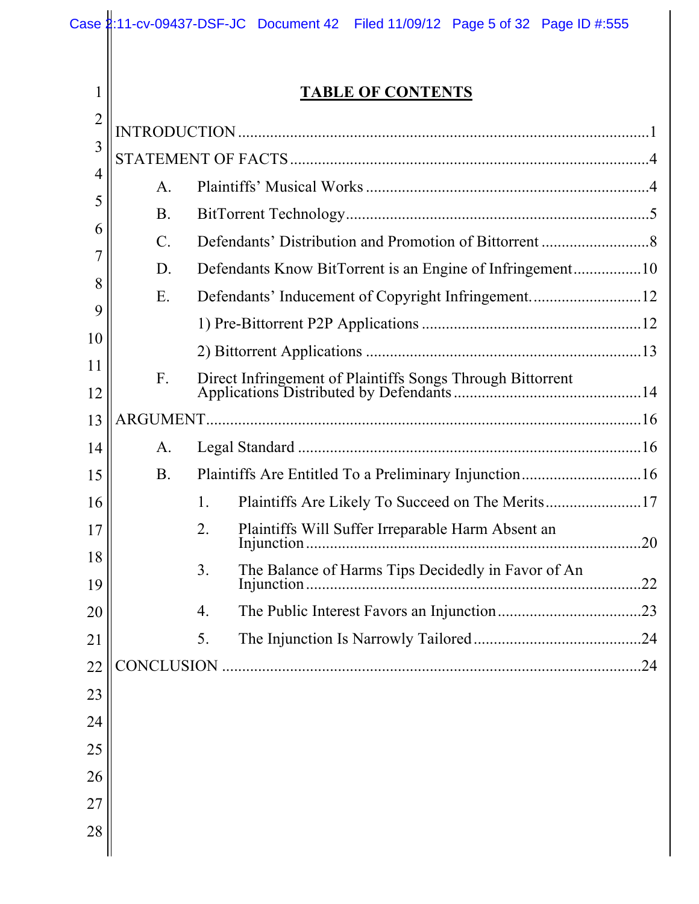# TABLE OF CONTENTS

INTRODUCTION ....................................................................................................1

STATEMENT OF FACTS ........................................................................................4

- A. Plaintiffs' Musical Works ....................................................................4
- B. BitTorrent Technology.........................................................................5
- C. Defendants' Distribution and Promotion of Bittorrent ..........................8
- D. Defendants Know BitTorrent is an Engine of Infringement................10
- E. Defendants' Inducement of Copyright Infringement...........................12
  - 1) Pre-Bittorrent P2P Applications .....................................................12
  - 2) Bittorrent Applications ....................................................................13
- F. Direct Infringement of Plaintiffs Songs Through Bittorrent Applications Distributed by Defendants ..............................................14

ARGUMENT..........................................................................................................16

- A. Legal Standard ....................................................................................16
- B. Plaintiffs Are Entitled To a Preliminary Injunction.............................16
  - 1. Plaintiffs Are Likely To Succeed on The Merits........................17
  - 2. Plaintiffs Will Suffer Irreparable Harm Absent an Injunction...................................................................................20
  - 3. The Balance of Harms Tips Decidedly in Favor of An Injunction...................................................................................22
  - 4. The Public Interest Favors an Injunction....................................23
  - 5. The Injunction Is Narrowly Tailored..........................................24

CONCLUSION .......................................................................................................24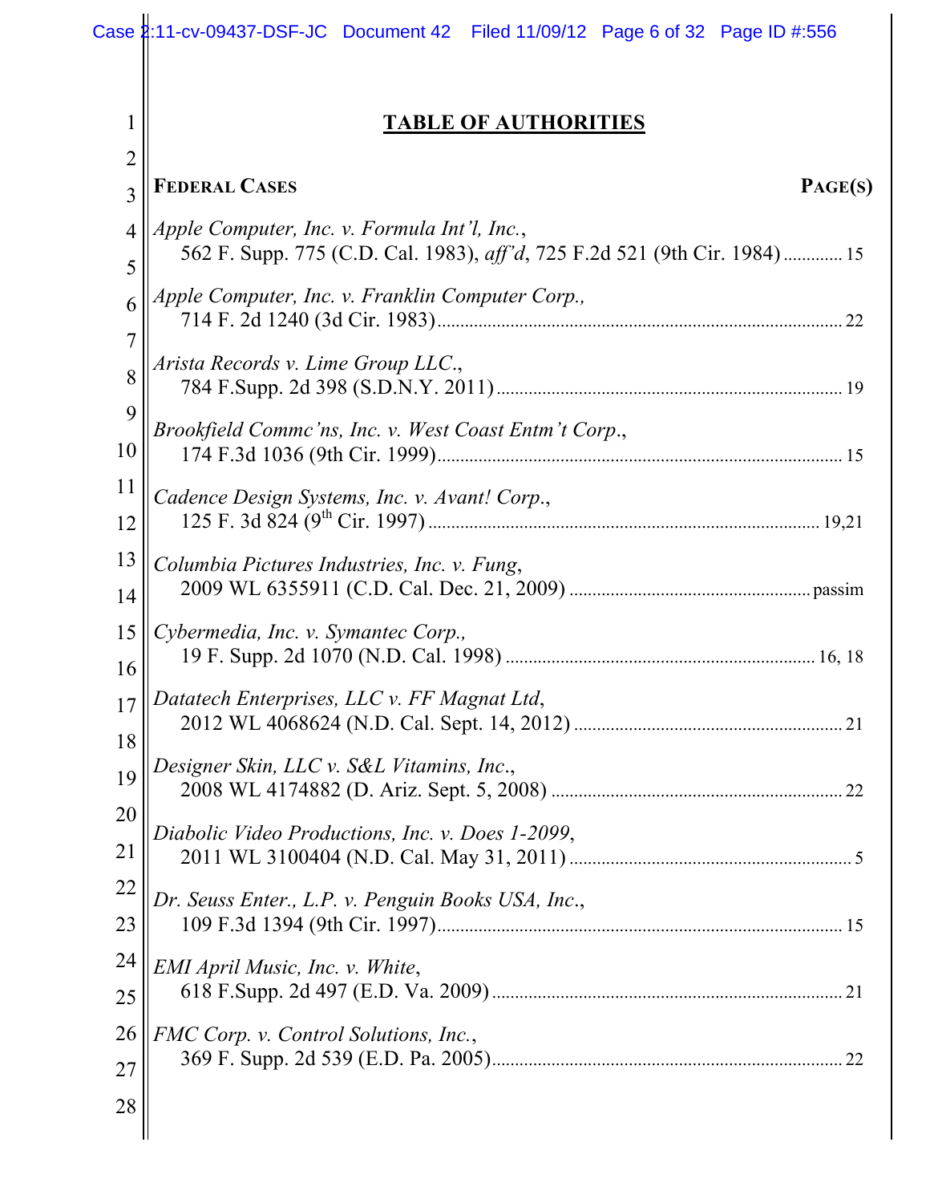# TABLE OF AUTHORITIES

**FEDERAL CASES** **PAGE(S)**

*Apple Computer, Inc. v. Formula Int'l, Inc.*,
562 F. Supp. 775 (C.D. Cal. 1983), *aff'd*, 725 F.2d 521 (9th Cir. 1984) ............ 15

*Apple Computer, Inc. v. Franklin Computer Corp.,*
714 F. 2d 1240 (3d Cir. 1983) ........................................................................ 22

*Arista Records v. Lime Group LLC.*,
784 F.Supp. 2d 398 (S.D.N.Y. 2011) ............................................................ 19

*Brookfield Commc'ns, Inc. v. West Coast Entm't Corp.*,
174 F.3d 1036 (9th Cir. 1999) ........................................................................ 15

*Cadence Design Systems, Inc. v. Avant! Corp.*,
125 F. 3d 824 (9th Cir. 1997) ..................................................................... 19,21

*Columbia Pictures Industries, Inc. v. Fung*,
2009 WL 6355911 (C.D. Cal. Dec. 21, 2009) ................................................ passim

*Cybermedia, Inc. v. Symantec Corp.,*
19 F. Supp. 2d 1070 (N.D. Cal. 1998) ...................................................... 16, 18

*Datatech Enterprises, LLC v. FF Magnat Ltd*,
2012 WL 4068624 (N.D. Cal. Sept. 14, 2012) .............................................. 21

*Designer Skin, LLC v. S&L Vitamins, Inc.*,
2008 WL 4174882 (D. Ariz. Sept. 5, 2008) .................................................. 22

*Diabolic Video Productions, Inc. v. Does 1-2099*,
2011 WL 3100404 (N.D. Cal. May 31, 2011) ................................................ 5

*Dr. Seuss Enter., L.P. v. Penguin Books USA, Inc.*,
109 F.3d 1394 (9th Cir. 1997) ........................................................................ 15

*EMI April Music, Inc. v. White*,
618 F.Supp. 2d 497 (E.D. Va. 2009) ............................................................. 21

*FMC Corp. v. Control Solutions, Inc.*,
369 F. Supp. 2d 539 (E.D. Pa. 2005) ............................................................. 22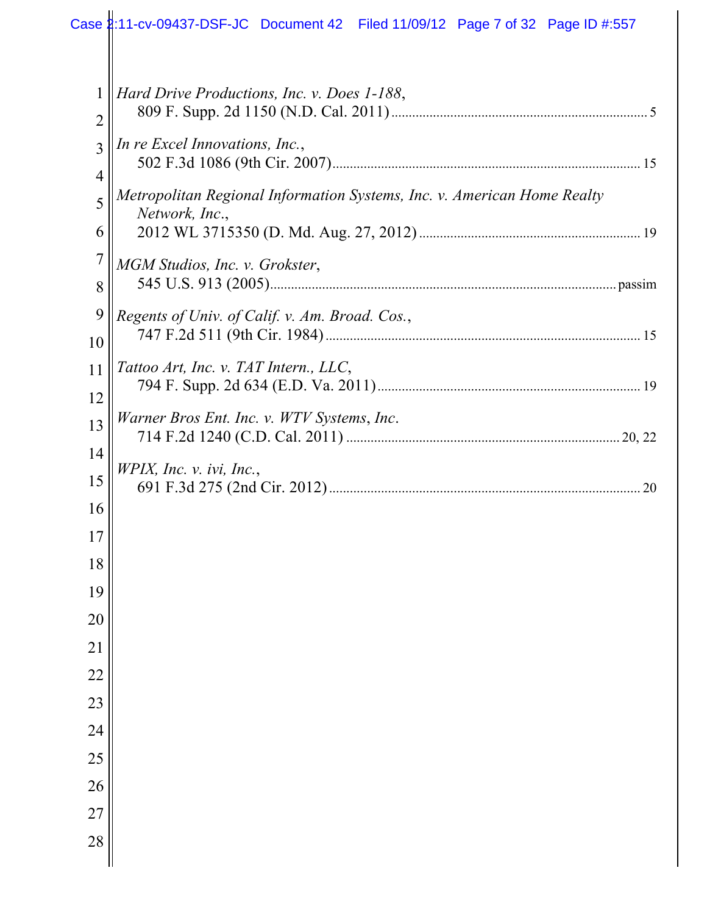*Hard Drive Productions, Inc. v. Does 1-188*,
809 F. Supp. 2d 1150 (N.D. Cal. 2011) .......... 5

*In re Excel Innovations, Inc.*,
502 F.3d 1086 (9th Cir. 2007) .......... 15

*Metropolitan Regional Information Systems, Inc. v. American Home Realty Network, Inc.*,
2012 WL 3715350 (D. Md. Aug. 27, 2012) .......... 19

*MGM Studios, Inc. v. Grokster*,
545 U.S. 913 (2005) .......... passim

*Regents of Univ. of Calif. v. Am. Broad. Cos.*,
747 F.2d 511 (9th Cir. 1984) .......... 15

*Tattoo Art, Inc. v. TAT Intern., LLC*,
794 F. Supp. 2d 634 (E.D. Va. 2011) .......... 19

*Warner Bros Ent. Inc. v. WTV Systems*, *Inc*.
714 F.2d 1240 (C.D. Cal. 2011) .......... 20, 22

*WPIX, Inc. v. ivi, Inc.*,
691 F.3d 275 (2nd Cir. 2012) .......... 20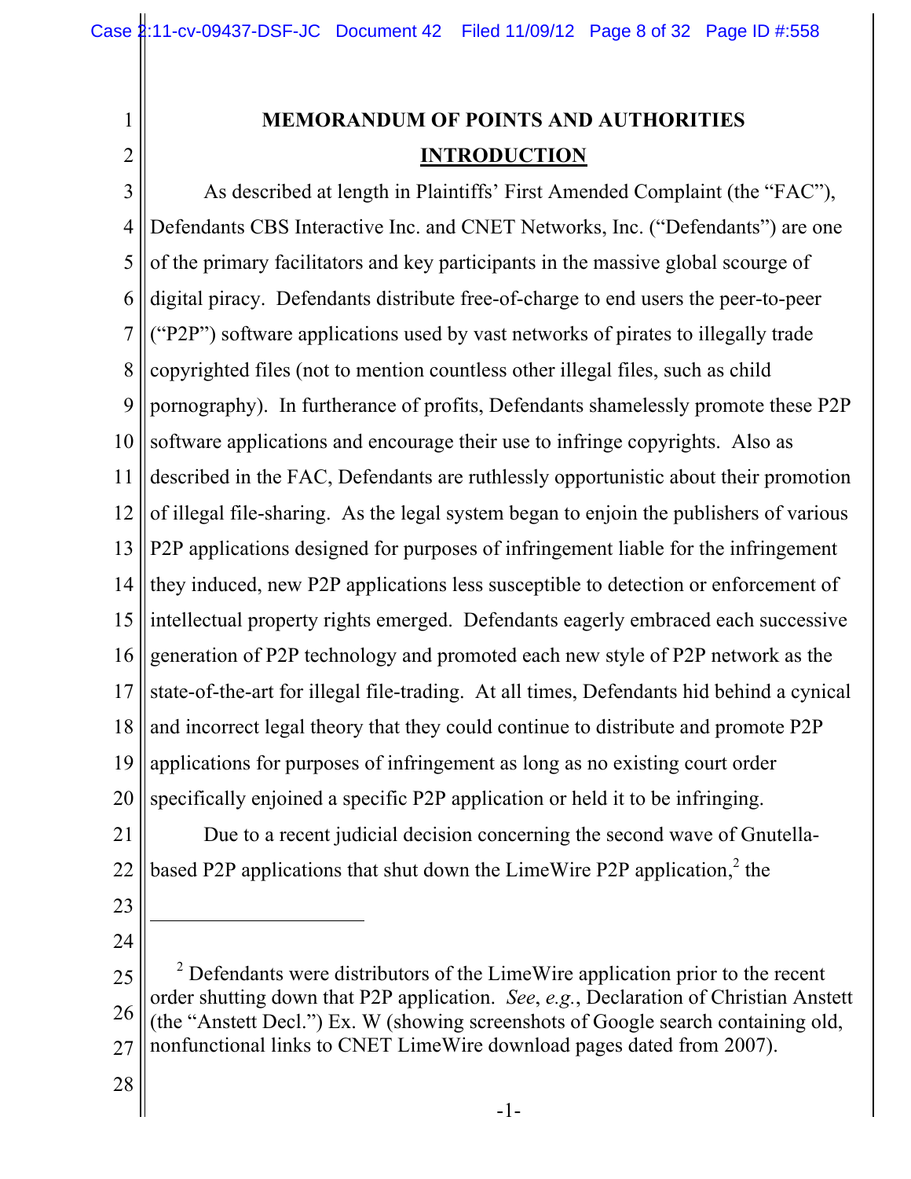# MEMORANDUM OF POINTS AND AUTHORITIES

## INTRODUCTION

As described at length in Plaintiffs' First Amended Complaint (the "FAC"), Defendants CBS Interactive Inc. and CNET Networks, Inc. ("Defendants") are one of the primary facilitators and key participants in the massive global scourge of digital piracy. Defendants distribute free-of-charge to end users the peer-to-peer ("P2P") software applications used by vast networks of pirates to illegally trade copyrighted files (not to mention countless other illegal files, such as child pornography). In furtherance of profits, Defendants shamelessly promote these P2P software applications and encourage their use to infringe copyrights. Also as described in the FAC, Defendants are ruthlessly opportunistic about their promotion of illegal file-sharing. As the legal system began to enjoin the publishers of various P2P applications designed for purposes of infringement liable for the infringement they induced, new P2P applications less susceptible to detection or enforcement of intellectual property rights emerged. Defendants eagerly embraced each successive generation of P2P technology and promoted each new style of P2P network as the state-of-the-art for illegal file-trading. At all times, Defendants hid behind a cynical and incorrect legal theory that they could continue to distribute and promote P2P applications for purposes of infringement as long as no existing court order specifically enjoined a specific P2P application or held it to be infringing.

Due to a recent judicial decision concerning the second wave of Gnutella-based P2P applications that shut down the LimeWire P2P application,[2] the

---

[2] Defendants were distributors of the LimeWire application prior to the recent order shutting down that P2P application. *See*, *e.g.*, Declaration of Christian Anstett (the "Anstett Decl.") Ex. W (showing screenshots of Google search containing old, nonfunctional links to CNET LimeWire download pages dated from 2007).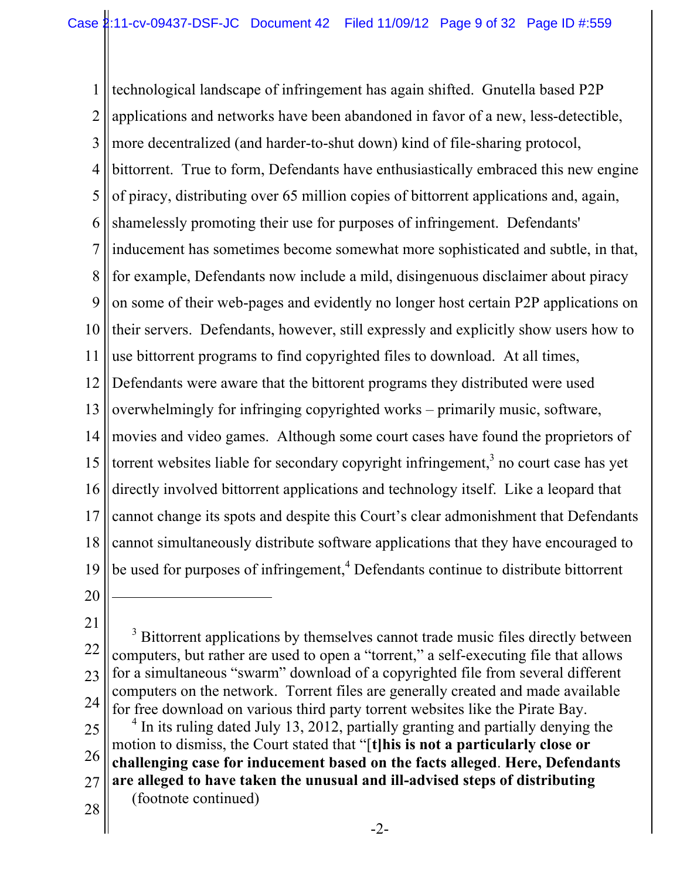technological landscape of infringement has again shifted. Gnutella based P2P applications and networks have been abandoned in favor of a new, less-detectible, more decentralized (and harder-to-shut down) kind of file-sharing protocol, bittorrent. True to form, Defendants have enthusiastically embraced this new engine of piracy, distributing over 65 million copies of bittorrent applications and, again, shamelessly promoting their use for purposes of infringement. Defendants' inducement has sometimes become somewhat more sophisticated and subtle, in that, for example, Defendants now include a mild, disingenuous disclaimer about piracy on some of their web-pages and evidently no longer host certain P2P applications on their servers. Defendants, however, still expressly and explicitly show users how to use bittorrent programs to find copyrighted files to download. At all times, Defendants were aware that the bittorent programs they distributed were used overwhelmingly for infringing copyrighted works – primarily music, software, movies and video games. Although some court cases have found the proprietors of torrent websites liable for secondary copyright infringement,[3] no court case has yet directly involved bittorrent applications and technology itself. Like a leopard that cannot change its spots and despite this Court's clear admonishment that Defendants cannot simultaneously distribute software applications that they have encouraged to be used for purposes of infringement,[4] Defendants continue to distribute bittorrent

---

[3] Bittorrent applications by themselves cannot trade music files directly between computers, but rather are used to open a "torrent," a self-executing file that allows for a simultaneous "swarm" download of a copyrighted file from several different computers on the network. Torrent files are generally created and made available for free download on various third party torrent websites like the Pirate Bay.

[4] In its ruling dated July 13, 2012, partially granting and partially denying the motion to dismiss, the Court stated that "[**t]his is not a particularly close or challenging case for inducement based on the facts alleged**. **Here, Defendants are alleged to have taken the unusual and ill-advised steps of distributing**

(footnote continued)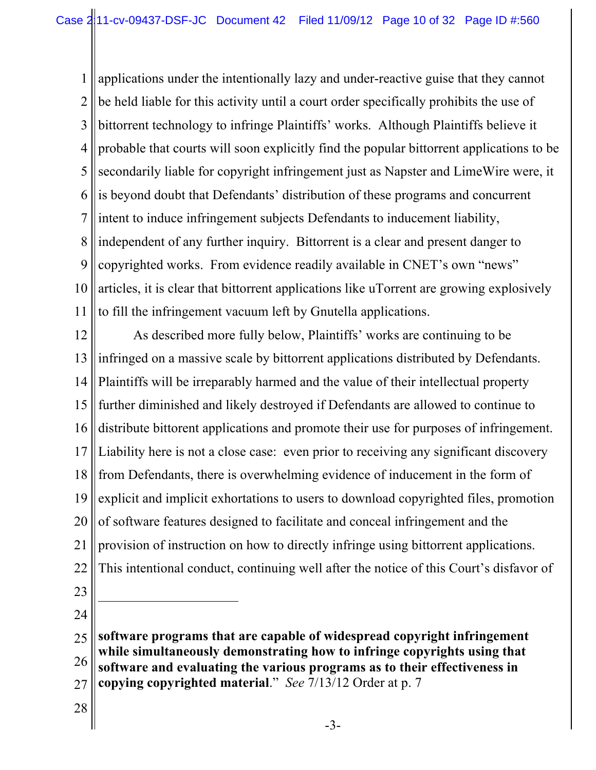applications under the intentionally lazy and under-reactive guise that they cannot be held liable for this activity until a court order specifically prohibits the use of bittorrent technology to infringe Plaintiffs' works. Although Plaintiffs believe it probable that courts will soon explicitly find the popular bittorrent applications to be secondarily liable for copyright infringement just as Napster and LimeWire were, it is beyond doubt that Defendants' distribution of these programs and concurrent intent to induce infringement subjects Defendants to inducement liability, independent of any further inquiry. Bittorrent is a clear and present danger to copyrighted works. From evidence readily available in CNET's own "news" articles, it is clear that bittorrent applications like uTorrent are growing explosively to fill the infringement vacuum left by Gnutella applications.

As described more fully below, Plaintiffs' works are continuing to be infringed on a massive scale by bittorrent applications distributed by Defendants. Plaintiffs will be irreparably harmed and the value of their intellectual property further diminished and likely destroyed if Defendants are allowed to continue to distribute bittorent applications and promote their use for purposes of infringement. Liability here is not a close case: even prior to receiving any significant discovery from Defendants, there is overwhelming evidence of inducement in the form of explicit and implicit exhortations to users to download copyrighted files, promotion of software features designed to facilitate and conceal infringement and the provision of instruction on how to directly infringe using bittorrent applications. This intentional conduct, continuing well after the notice of this Court's disfavor of

---

**software programs that are capable of widespread copyright infringement while simultaneously demonstrating how to infringe copyrights using that software and evaluating the various programs as to their effectiveness in copying copyrighted material**." *See* 7/13/12 Order at p. 7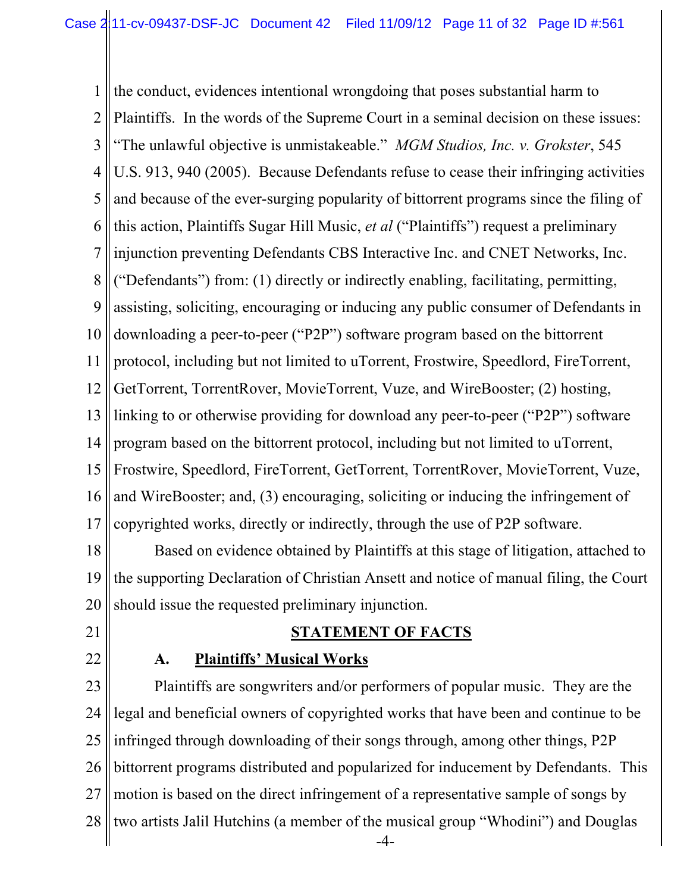the conduct, evidences intentional wrongdoing that poses substantial harm to Plaintiffs. In the words of the Supreme Court in a seminal decision on these issues: "The unlawful objective is unmistakeable." *MGM Studios, Inc. v. Grokster*, 545 U.S. 913, 940 (2005). Because Defendants refuse to cease their infringing activities and because of the ever-surging popularity of bittorrent programs since the filing of this action, Plaintiffs Sugar Hill Music, *et al* ("Plaintiffs") request a preliminary injunction preventing Defendants CBS Interactive Inc. and CNET Networks, Inc. ("Defendants") from: (1) directly or indirectly enabling, facilitating, permitting, assisting, soliciting, encouraging or inducing any public consumer of Defendants in downloading a peer-to-peer ("P2P") software program based on the bittorrent protocol, including but not limited to uTorrent, Frostwire, Speedlord, FireTorrent, GetTorrent, TorrentRover, MovieTorrent, Vuze, and WireBooster; (2) hosting, linking to or otherwise providing for download any peer-to-peer ("P2P") software program based on the bittorrent protocol, including but not limited to uTorrent, Frostwire, Speedlord, FireTorrent, GetTorrent, TorrentRover, MovieTorrent, Vuze, and WireBooster; and, (3) encouraging, soliciting or inducing the infringement of copyrighted works, directly or indirectly, through the use of P2P software.

Based on evidence obtained by Plaintiffs at this stage of litigation, attached to the supporting Declaration of Christian Ansett and notice of manual filing, the Court should issue the requested preliminary injunction.

## STATEMENT OF FACTS

### A. Plaintiffs' Musical Works

Plaintiffs are songwriters and/or performers of popular music. They are the legal and beneficial owners of copyrighted works that have been and continue to be infringed through downloading of their songs through, among other things, P2P bittorrent programs distributed and popularized for inducement by Defendants. This motion is based on the direct infringement of a representative sample of songs by two artists Jalil Hutchins (a member of the musical group "Whodini") and Douglas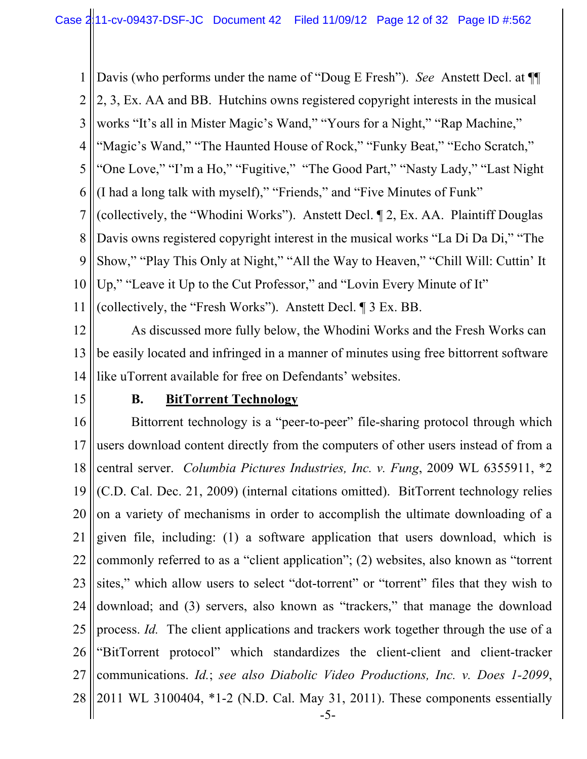Davis (who performs under the name of "Doug E Fresh"). *See* Anstett Decl. at ¶¶ 2, 3, Ex. AA and BB. Hutchins owns registered copyright interests in the musical works "It's all in Mister Magic's Wand," "Yours for a Night," "Rap Machine," "Magic's Wand," "The Haunted House of Rock," "Funky Beat," "Echo Scratch," "One Love," "I'm a Ho," "Fugitive," "The Good Part," "Nasty Lady," "Last Night (I had a long talk with myself)," "Friends," and "Five Minutes of Funk" (collectively, the "Whodini Works"). Anstett Decl. ¶ 2, Ex. AA. Plaintiff Douglas Davis owns registered copyright interest in the musical works "La Di Da Di," "The Show," "Play This Only at Night," "All the Way to Heaven," "Chill Will: Cuttin' It Up," "Leave it Up to the Cut Professor," and "Lovin Every Minute of It" (collectively, the "Fresh Works"). Anstett Decl. ¶ 3 Ex. BB.

As discussed more fully below, the Whodini Works and the Fresh Works can be easily located and infringed in a manner of minutes using free bittorrent software like uTorrent available for free on Defendants' websites.

### B. <u>BitTorrent Technology</u>

Bittorrent technology is a "peer-to-peer" file-sharing protocol through which users download content directly from the computers of other users instead of from a central server. *Columbia Pictures Industries, Inc. v. Fung*, 2009 WL 6355911, *2 (C.D. Cal. Dec. 21, 2009) (internal citations omitted). BitTorrent technology relies on a variety of mechanisms in order to accomplish the ultimate downloading of a given file, including: (1) a software application that users download, which is commonly referred to as a "client application"; (2) websites, also known as "torrent sites," which allow users to select "dot-torrent" or "torrent" files that they wish to download; and (3) servers, also known as "trackers," that manage the download process. *Id.* The client applications and trackers work together through the use of a "BitTorrent protocol" which standardizes the client-client and client-tracker communications. *Id.*; *see also Diabolic Video Productions, Inc. v. Does 1-2099*, 2011 WL 3100404, *1-2 (N.D. Cal. May 31, 2011). These components essentially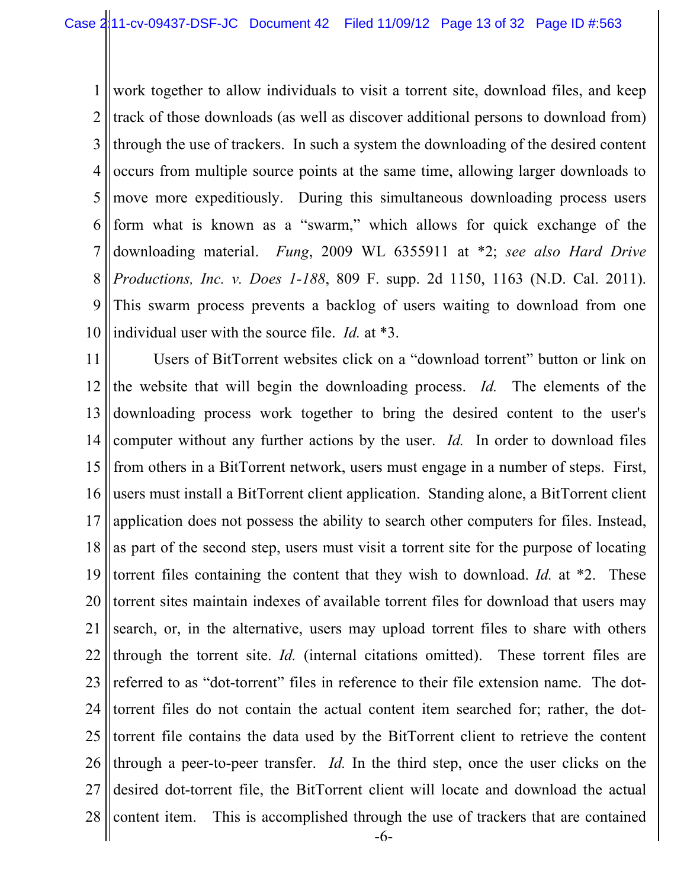work together to allow individuals to visit a torrent site, download files, and keep track of those downloads (as well as discover additional persons to download from) through the use of trackers. In such a system the downloading of the desired content occurs from multiple source points at the same time, allowing larger downloads to move more expeditiously. During this simultaneous downloading process users form what is known as a "swarm," which allows for quick exchange of the downloading material. *Fung*, 2009 WL 6355911 at *2; *see also Hard Drive Productions, Inc. v. Does 1-188*, 809 F. supp. 2d 1150, 1163 (N.D. Cal. 2011). This swarm process prevents a backlog of users waiting to download from one individual user with the source file. *Id.* at *3.

Users of BitTorrent websites click on a "download torrent" button or link on the website that will begin the downloading process. *Id.* The elements of the downloading process work together to bring the desired content to the user's computer without any further actions by the user. *Id.* In order to download files from others in a BitTorrent network, users must engage in a number of steps. First, users must install a BitTorrent client application. Standing alone, a BitTorrent client application does not possess the ability to search other computers for files. Instead, as part of the second step, users must visit a torrent site for the purpose of locating torrent files containing the content that they wish to download. *Id.* at *2. These torrent sites maintain indexes of available torrent files for download that users may search, or, in the alternative, users may upload torrent files to share with others through the torrent site. *Id.* (internal citations omitted). These torrent files are referred to as "dot-torrent" files in reference to their file extension name. The dot-torrent files do not contain the actual content item searched for; rather, the dot-torrent file contains the data used by the BitTorrent client to retrieve the content through a peer-to-peer transfer. *Id.* In the third step, once the user clicks on the desired dot-torrent file, the BitTorrent client will locate and download the actual content item. This is accomplished through the use of trackers that are contained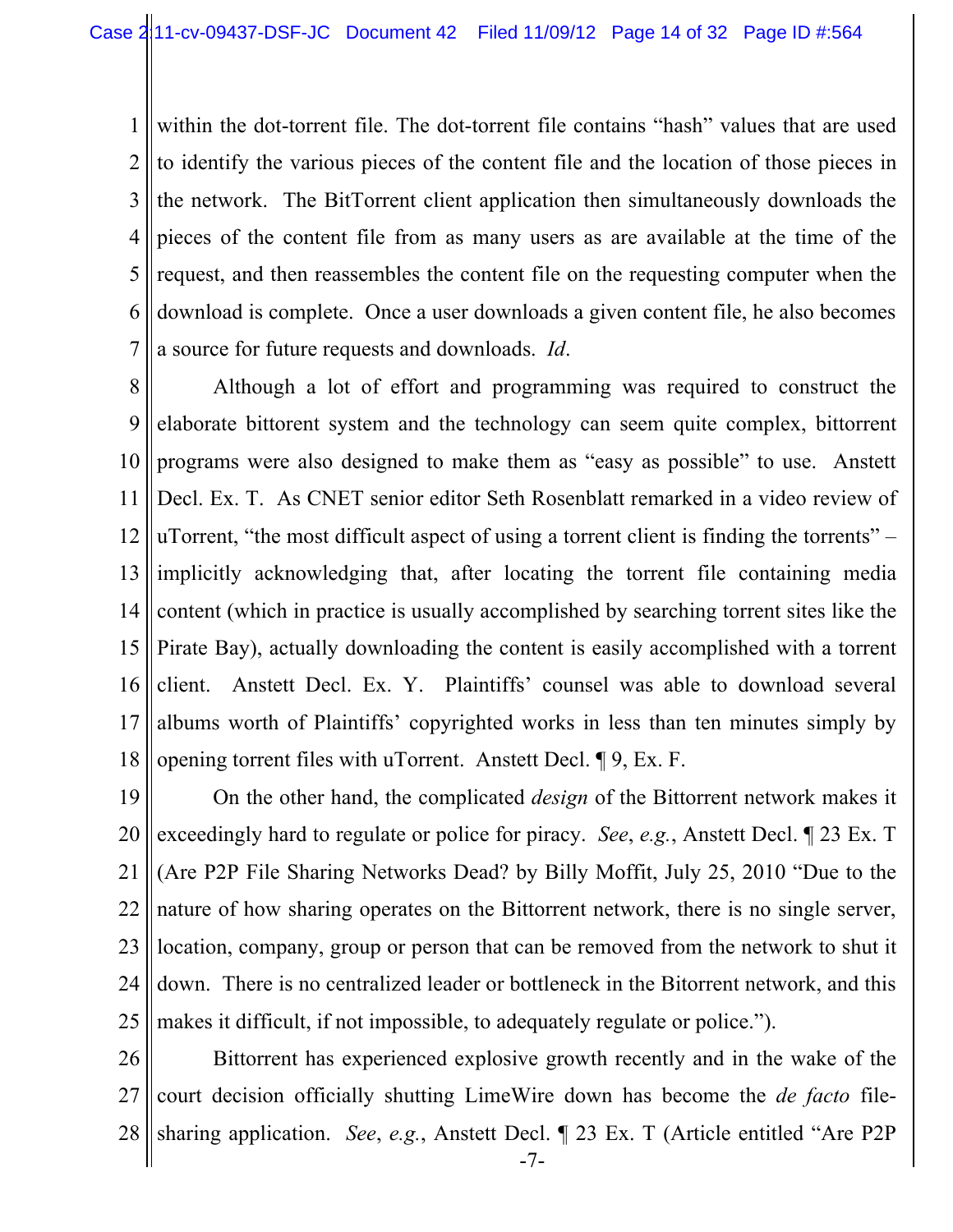within the dot-torrent file. The dot-torrent file contains "hash" values that are used to identify the various pieces of the content file and the location of those pieces in the network. The BitTorrent client application then simultaneously downloads the pieces of the content file from as many users as are available at the time of the request, and then reassembles the content file on the requesting computer when the download is complete. Once a user downloads a given content file, he also becomes a source for future requests and downloads. *Id*.

Although a lot of effort and programming was required to construct the elaborate bittorent system and the technology can seem quite complex, bittorrent programs were also designed to make them as "easy as possible" to use. Anstett Decl. Ex. T. As CNET senior editor Seth Rosenblatt remarked in a video review of uTorrent, "the most difficult aspect of using a torrent client is finding the torrents" – implicitly acknowledging that, after locating the torrent file containing media content (which in practice is usually accomplished by searching torrent sites like the Pirate Bay), actually downloading the content is easily accomplished with a torrent client. Anstett Decl. Ex. Y. Plaintiffs' counsel was able to download several albums worth of Plaintiffs' copyrighted works in less than ten minutes simply by opening torrent files with uTorrent. Anstett Decl. ¶ 9, Ex. F.

On the other hand, the complicated *design* of the Bittorrent network makes it exceedingly hard to regulate or police for piracy. *See*, *e.g.*, Anstett Decl. ¶ 23 Ex. T (Are P2P File Sharing Networks Dead? by Billy Moffit, July 25, 2010 "Due to the nature of how sharing operates on the Bittorrent network, there is no single server, location, company, group or person that can be removed from the network to shut it down. There is no centralized leader or bottleneck in the Bitorrent network, and this makes it difficult, if not impossible, to adequately regulate or police.").

Bittorrent has experienced explosive growth recently and in the wake of the court decision officially shutting LimeWire down has become the *de facto* file-sharing application. *See*, *e.g.*, Anstett Decl. ¶ 23 Ex. T (Article entitled "Are P2P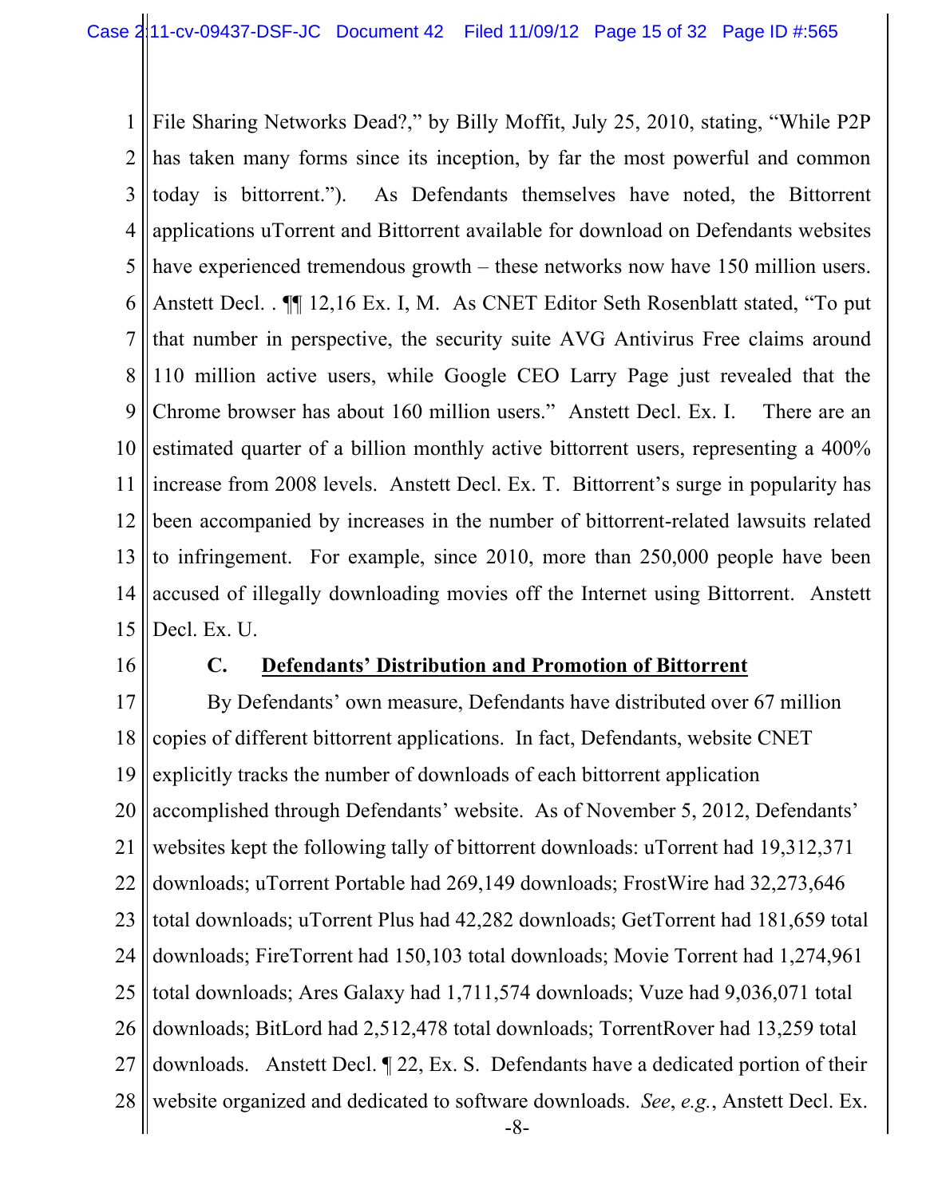File Sharing Networks Dead?," by Billy Moffit, July 25, 2010, stating, "While P2P has taken many forms since its inception, by far the most powerful and common today is bittorrent."). As Defendants themselves have noted, the Bittorrent applications uTorrent and Bittorrent available for download on Defendants websites have experienced tremendous growth – these networks now have 150 million users. Anstett Decl. . ¶¶ 12,16 Ex. I, M. As CNET Editor Seth Rosenblatt stated, "To put that number in perspective, the security suite AVG Antivirus Free claims around 110 million active users, while Google CEO Larry Page just revealed that the Chrome browser has about 160 million users." Anstett Decl. Ex. I. There are an estimated quarter of a billion monthly active bittorrent users, representing a 400% increase from 2008 levels. Anstett Decl. Ex. T. Bittorrent's surge in popularity has been accompanied by increases in the number of bittorrent-related lawsuits related to infringement. For example, since 2010, more than 250,000 people have been accused of illegally downloading movies off the Internet using Bittorrent. Anstett Decl. Ex. U.

### C. Defendants' Distribution and Promotion of Bittorrent

By Defendants' own measure, Defendants have distributed over 67 million copies of different bittorrent applications. In fact, Defendants, website CNET explicitly tracks the number of downloads of each bittorrent application accomplished through Defendants' website. As of November 5, 2012, Defendants' websites kept the following tally of bittorrent downloads: uTorrent had 19,312,371 downloads; uTorrent Portable had 269,149 downloads; FrostWire had 32,273,646 total downloads; uTorrent Plus had 42,282 downloads; GetTorrent had 181,659 total downloads; FireTorrent had 150,103 total downloads; Movie Torrent had 1,274,961 total downloads; Ares Galaxy had 1,711,574 downloads; Vuze had 9,036,071 total downloads; BitLord had 2,512,478 total downloads; TorrentRover had 13,259 total downloads. Anstett Decl. ¶ 22, Ex. S. Defendants have a dedicated portion of their website organized and dedicated to software downloads. *See*, *e.g.*, Anstett Decl. Ex.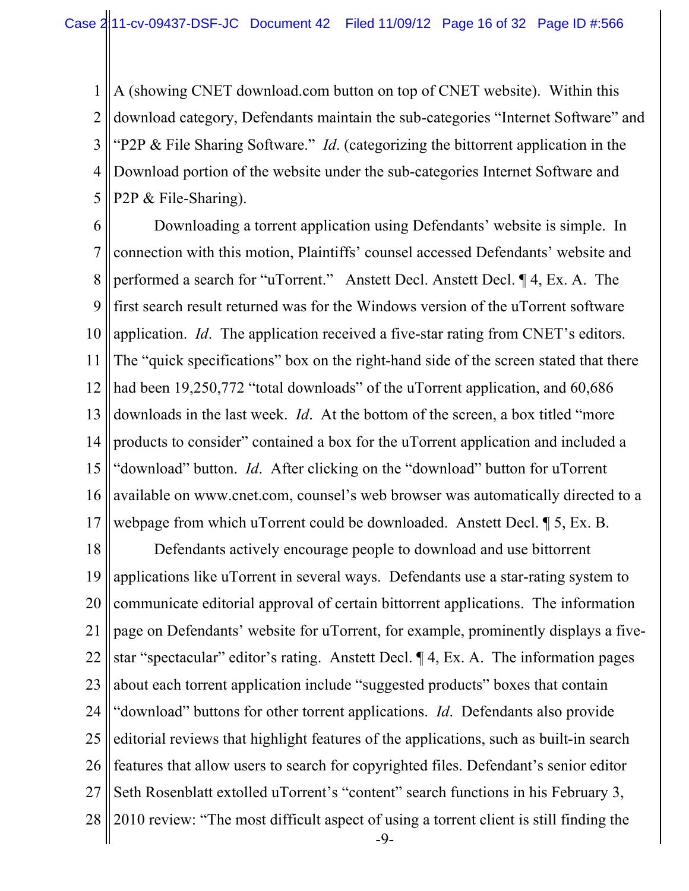A (showing CNET download.com button on top of CNET website). Within this download category, Defendants maintain the sub-categories "Internet Software" and "P2P & File Sharing Software." *Id*. (categorizing the bittorrent application in the Download portion of the website under the sub-categories Internet Software and P2P & File-Sharing).

Downloading a torrent application using Defendants' website is simple. In connection with this motion, Plaintiffs' counsel accessed Defendants' website and performed a search for "uTorrent." Anstett Decl. Anstett Decl. ¶ 4, Ex. A. The first search result returned was for the Windows version of the uTorrent software application. *Id*. The application received a five-star rating from CNET's editors. The "quick specifications" box on the right-hand side of the screen stated that there had been 19,250,772 "total downloads" of the uTorrent application, and 60,686 downloads in the last week. *Id*. At the bottom of the screen, a box titled "more products to consider" contained a box for the uTorrent application and included a "download" button. *Id*. After clicking on the "download" button for uTorrent available on www.cnet.com, counsel's web browser was automatically directed to a webpage from which uTorrent could be downloaded. Anstett Decl. ¶ 5, Ex. B.

Defendants actively encourage people to download and use bittorrent applications like uTorrent in several ways. Defendants use a star-rating system to communicate editorial approval of certain bittorrent applications. The information page on Defendants' website for uTorrent, for example, prominently displays a five-star "spectacular" editor's rating. Anstett Decl. ¶ 4, Ex. A. The information pages about each torrent application include "suggested products" boxes that contain "download" buttons for other torrent applications. *Id*. Defendants also provide editorial reviews that highlight features of the applications, such as built-in search features that allow users to search for copyrighted files. Defendant's senior editor Seth Rosenblatt extolled uTorrent's "content" search functions in his February 3, 2010 review: "The most difficult aspect of using a torrent client is still finding the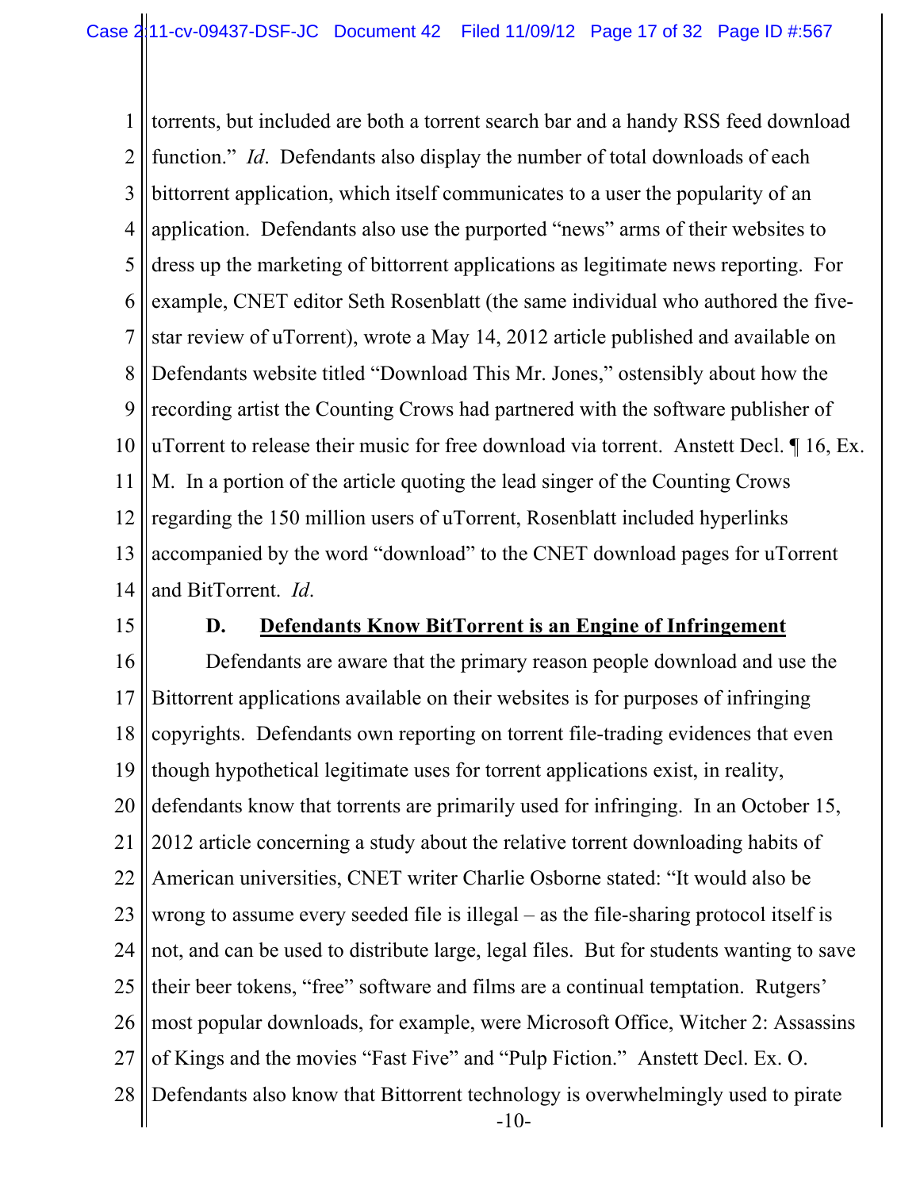torrents, but included are both a torrent search bar and a handy RSS feed download function." *Id*. Defendants also display the number of total downloads of each bittorrent application, which itself communicates to a user the popularity of an application. Defendants also use the purported "news" arms of their websites to dress up the marketing of bittorrent applications as legitimate news reporting. For example, CNET editor Seth Rosenblatt (the same individual who authored the five-star review of uTorrent), wrote a May 14, 2012 article published and available on Defendants website titled "Download This Mr. Jones," ostensibly about how the recording artist the Counting Crows had partnered with the software publisher of uTorrent to release their music for free download via torrent. Anstett Decl. ¶ 16, Ex. M. In a portion of the article quoting the lead singer of the Counting Crows regarding the 150 million users of uTorrent, Rosenblatt included hyperlinks accompanied by the word "download" to the CNET download pages for uTorrent and BitTorrent. *Id*.

### D. **Defendants Know BitTorrent is an Engine of Infringement**

Defendants are aware that the primary reason people download and use the Bittorrent applications available on their websites is for purposes of infringing copyrights. Defendants own reporting on torrent file-trading evidences that even though hypothetical legitimate uses for torrent applications exist, in reality, defendants know that torrents are primarily used for infringing. In an October 15, 2012 article concerning a study about the relative torrent downloading habits of American universities, CNET writer Charlie Osborne stated: "It would also be wrong to assume every seeded file is illegal – as the file-sharing protocol itself is not, and can be used to distribute large, legal files. But for students wanting to save their beer tokens, "free" software and films are a continual temptation. Rutgers' most popular downloads, for example, were Microsoft Office, Witcher 2: Assassins of Kings and the movies "Fast Five" and "Pulp Fiction." Anstett Decl. Ex. O. Defendants also know that Bittorrent technology is overwhelmingly used to pirate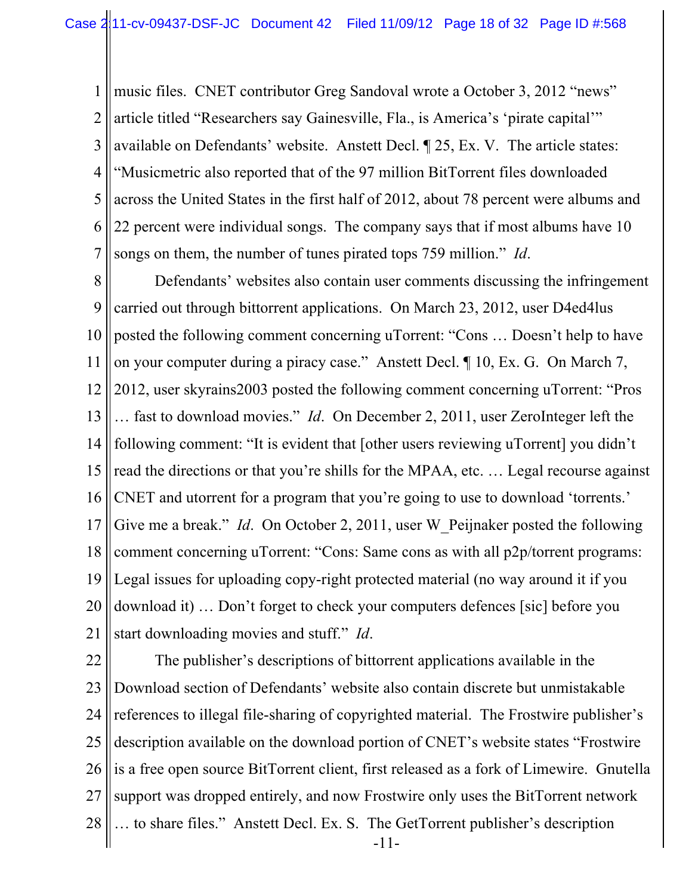music files. CNET contributor Greg Sandoval wrote a October 3, 2012 “news” article titled “Researchers say Gainesville, Fla., is America’s ‘pirate capital’” available on Defendants’ website. Anstett Decl. ¶ 25, Ex. V. The article states: “Musicmetric also reported that of the 97 million BitTorrent files downloaded across the United States in the first half of 2012, about 78 percent were albums and 22 percent were individual songs. The company says that if most albums have 10 songs on them, the number of tunes pirated tops 759 million.” *Id*.

Defendants’ websites also contain user comments discussing the infringement carried out through bittorrent applications. On March 23, 2012, user D4ed4lus posted the following comment concerning uTorrent: “Cons … Doesn’t help to have on your computer during a piracy case.” Anstett Decl. ¶ 10, Ex. G. On March 7, 2012, user skyrains2003 posted the following comment concerning uTorrent: “Pros … fast to download movies.” *Id*. On December 2, 2011, user ZeroInteger left the following comment: “It is evident that [other users reviewing uTorrent] you didn’t read the directions or that you’re shills for the MPAA, etc. … Legal recourse against CNET and utorrent for a program that you’re going to use to download ‘torrents.’ Give me a break.” *Id*. On October 2, 2011, user W_Peijnaker posted the following comment concerning uTorrent: “Cons: Same cons as with all p2p/torrent programs: Legal issues for uploading copy-right protected material (no way around it if you download it) … Don’t forget to check your computers defences [sic] before you start downloading movies and stuff.” *Id*.

The publisher’s descriptions of bittorrent applications available in the Download section of Defendants’ website also contain discrete but unmistakable references to illegal file-sharing of copyrighted material. The Frostwire publisher’s description available on the download portion of CNET’s website states “Frostwire is a free open source BitTorrent client, first released as a fork of Limewire. Gnutella support was dropped entirely, and now Frostwire only uses the BitTorrent network … to share files.” Anstett Decl. Ex. S. The GetTorrent publisher’s description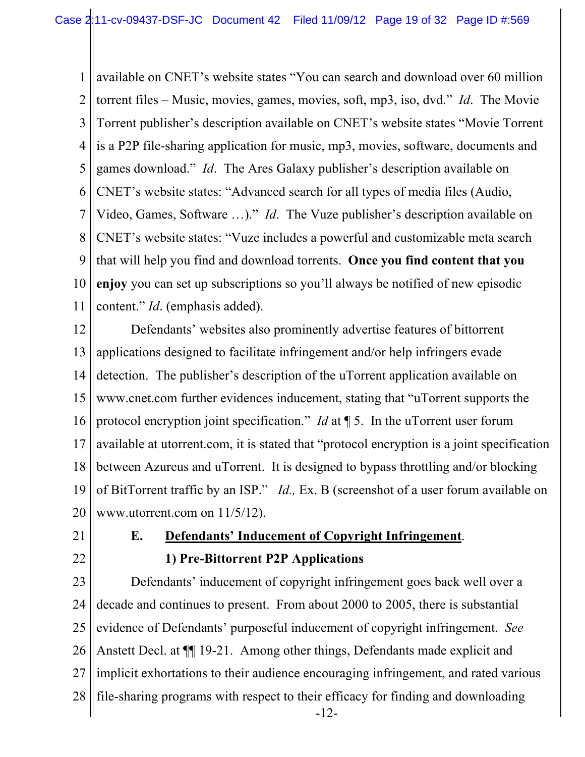available on CNET's website states "You can search and download over 60 million torrent files – Music, movies, games, movies, soft, mp3, iso, dvd." *Id*. The Movie Torrent publisher's description available on CNET's website states "Movie Torrent is a P2P file-sharing application for music, mp3, movies, software, documents and games download." *Id*. The Ares Galaxy publisher's description available on CNET's website states: "Advanced search for all types of media files (Audio, Video, Games, Software …)." *Id*. The Vuze publisher's description available on CNET's website states: "Vuze includes a powerful and customizable meta search that will help you find and download torrents. **Once you find content that you enjoy** you can set up subscriptions so you'll always be notified of new episodic content." *Id*. (emphasis added).

Defendants' websites also prominently advertise features of bittorrent applications designed to facilitate infringement and/or help infringers evade detection. The publisher's description of the uTorrent application available on www.cnet.com further evidences inducement, stating that "uTorrent supports the protocol encryption joint specification." *Id* at ¶ 5. In the uTorrent user forum available at utorrent.com, it is stated that "protocol encryption is a joint specification between Azureus and uTorrent. It is designed to bypass throttling and/or blocking of BitTorrent traffic by an ISP." *Id.,* Ex. B (screenshot of a user forum available on www.utorrent.com on 11/5/12).

**E. <u>Defendants' Inducement of Copyright Infringement</u>.**

**1) Pre-Bittorrent P2P Applications**

Defendants' inducement of copyright infringement goes back well over a decade and continues to present. From about 2000 to 2005, there is substantial evidence of Defendants' purposeful inducement of copyright infringement. *See* Anstett Decl. at ¶¶ 19-21. Among other things, Defendants made explicit and implicit exhortations to their audience encouraging infringement, and rated various file-sharing programs with respect to their efficacy for finding and downloading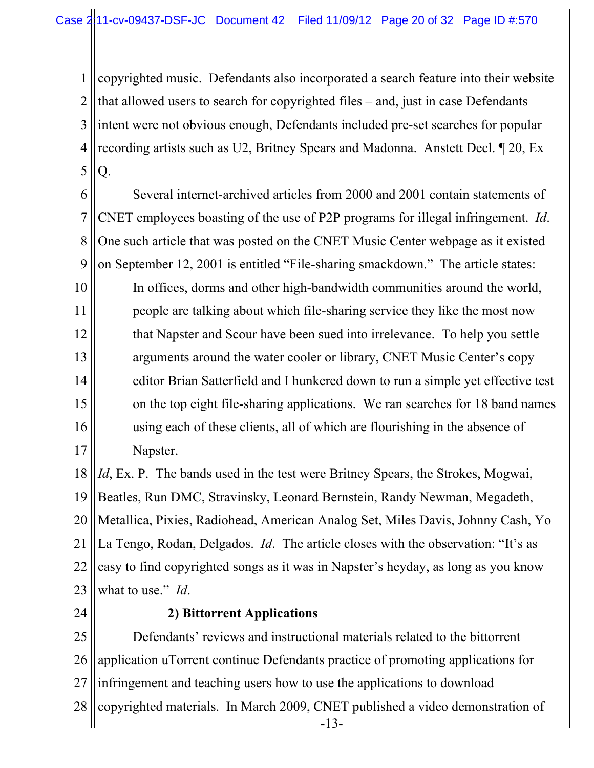copyrighted music. Defendants also incorporated a search feature into their website that allowed users to search for copyrighted files – and, just in case Defendants intent were not obvious enough, Defendants included pre-set searches for popular recording artists such as U2, Britney Spears and Madonna. Anstett Decl. ¶ 20, Ex Q.

Several internet-archived articles from 2000 and 2001 contain statements of CNET employees boasting of the use of P2P programs for illegal infringement. *Id*. One such article that was posted on the CNET Music Center webpage as it existed on September 12, 2001 is entitled "File-sharing smackdown." The article states:

> In offices, dorms and other high-bandwidth communities around the world, people are talking about which file-sharing service they like the most now that Napster and Scour have been sued into irrelevance. To help you settle arguments around the water cooler or library, CNET Music Center's copy editor Brian Satterfield and I hunkered down to run a simple yet effective test on the top eight file-sharing applications. We ran searches for 18 band names using each of these clients, all of which are flourishing in the absence of Napster.

*Id*, Ex. P. The bands used in the test were Britney Spears, the Strokes, Mogwai, Beatles, Run DMC, Stravinsky, Leonard Bernstein, Randy Newman, Megadeth, Metallica, Pixies, Radiohead, American Analog Set, Miles Davis, Johnny Cash, Yo La Tengo, Rodan, Delgados. *Id*. The article closes with the observation: "It's as easy to find copyrighted songs as it was in Napster's heyday, as long as you know what to use." *Id*.

**2) Bittorrent Applications**

Defendants' reviews and instructional materials related to the bittorrent application uTorrent continue Defendants practice of promoting applications for infringement and teaching users how to use the applications to download copyrighted materials. In March 2009, CNET published a video demonstration of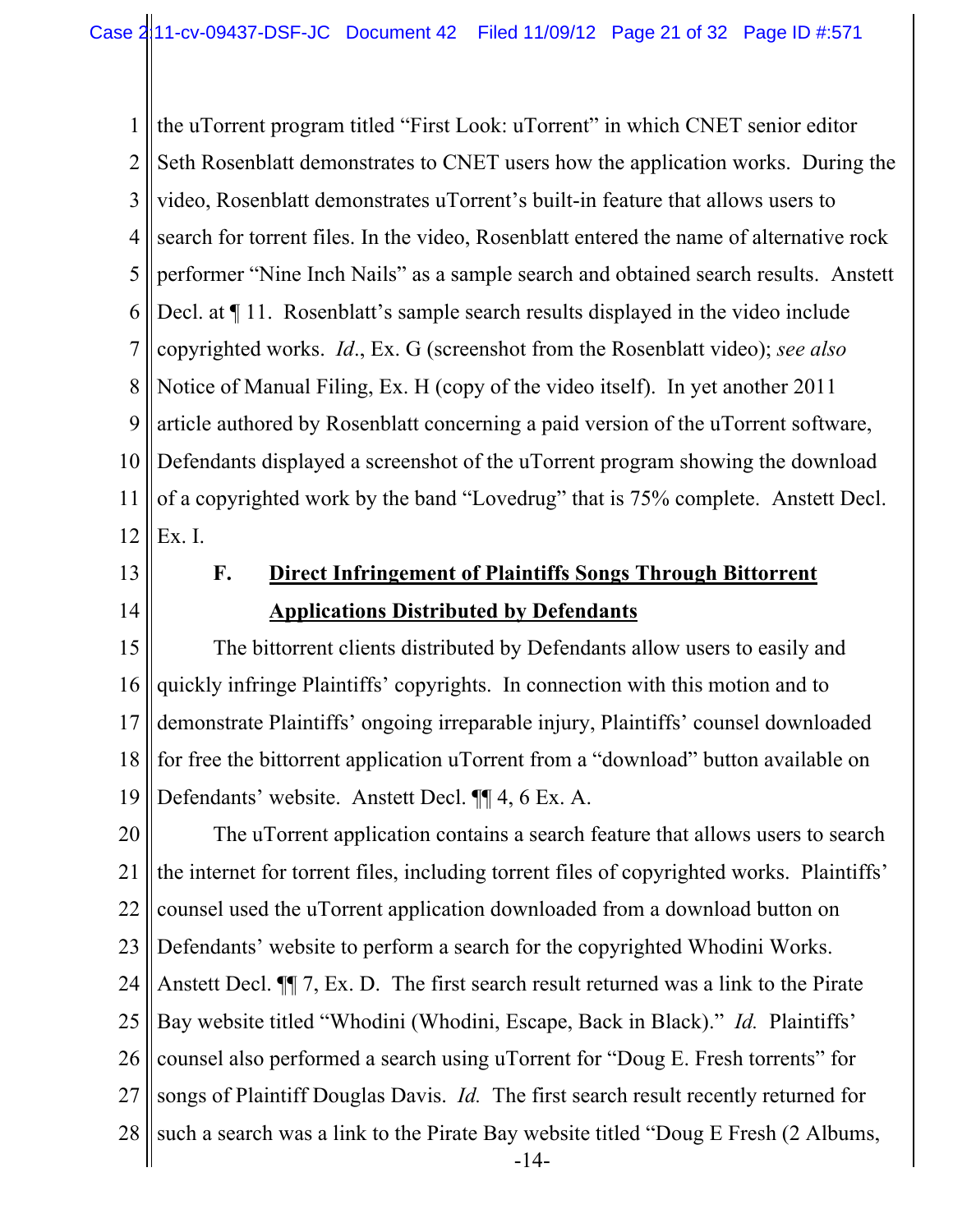the uTorrent program titled "First Look: uTorrent" in which CNET senior editor Seth Rosenblatt demonstrates to CNET users how the application works. During the video, Rosenblatt demonstrates uTorrent's built-in feature that allows users to search for torrent files. In the video, Rosenblatt entered the name of alternative rock performer "Nine Inch Nails" as a sample search and obtained search results. Anstett Decl. at ¶ 11. Rosenblatt's sample search results displayed in the video include copyrighted works. *Id*., Ex. G (screenshot from the Rosenblatt video); *see also* Notice of Manual Filing, Ex. H (copy of the video itself). In yet another 2011 article authored by Rosenblatt concerning a paid version of the uTorrent software, Defendants displayed a screenshot of the uTorrent program showing the download of a copyrighted work by the band "Lovedrug" that is 75% complete. Anstett Decl. Ex. I.

### F. Direct Infringement of Plaintiffs Songs Through Bittorrent Applications Distributed by Defendants

The bittorrent clients distributed by Defendants allow users to easily and quickly infringe Plaintiffs' copyrights. In connection with this motion and to demonstrate Plaintiffs' ongoing irreparable injury, Plaintiffs' counsel downloaded for free the bittorrent application uTorrent from a "download" button available on Defendants' website. Anstett Decl. ¶¶ 4, 6 Ex. A.

The uTorrent application contains a search feature that allows users to search the internet for torrent files, including torrent files of copyrighted works. Plaintiffs' counsel used the uTorrent application downloaded from a download button on Defendants' website to perform a search for the copyrighted Whodini Works. Anstett Decl. ¶¶ 7, Ex. D. The first search result returned was a link to the Pirate Bay website titled "Whodini (Whodini, Escape, Back in Black)." *Id.* Plaintiffs' counsel also performed a search using uTorrent for "Doug E. Fresh torrents" for songs of Plaintiff Douglas Davis. *Id.* The first search result recently returned for such a search was a link to the Pirate Bay website titled "Doug E Fresh (2 Albums,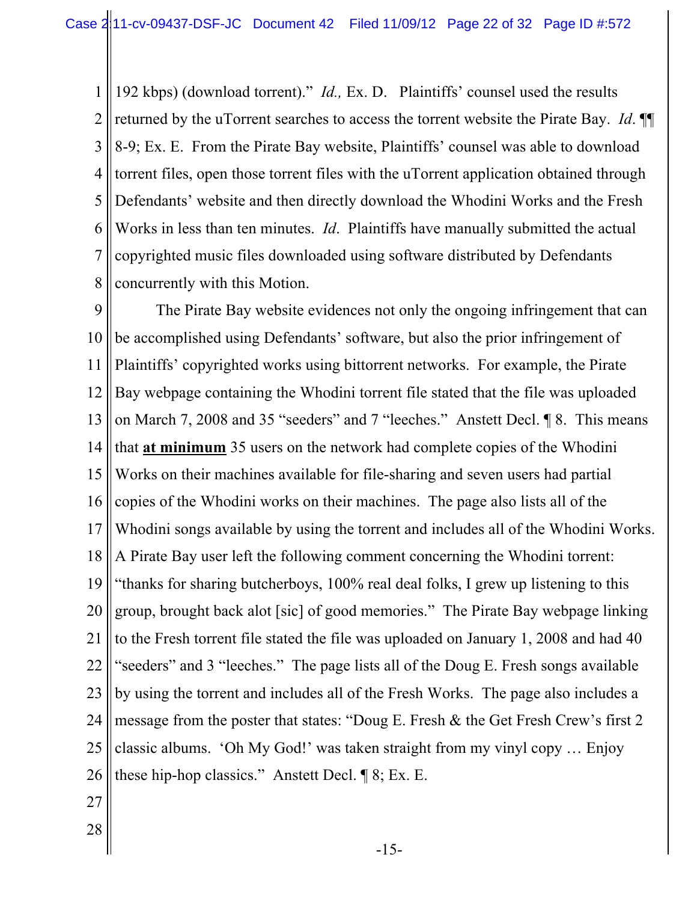192 kbps) (download torrent)." *Id.,* Ex. D. Plaintiffs' counsel used the results returned by the uTorrent searches to access the torrent website the Pirate Bay. *Id*. ¶¶ 8-9; Ex. E. From the Pirate Bay website, Plaintiffs' counsel was able to download torrent files, open those torrent files with the uTorrent application obtained through Defendants' website and then directly download the Whodini Works and the Fresh Works in less than ten minutes. *Id*. Plaintiffs have manually submitted the actual copyrighted music files downloaded using software distributed by Defendants concurrently with this Motion.

The Pirate Bay website evidences not only the ongoing infringement that can be accomplished using Defendants' software, but also the prior infringement of Plaintiffs' copyrighted works using bittorrent networks. For example, the Pirate Bay webpage containing the Whodini torrent file stated that the file was uploaded on March 7, 2008 and 35 "seeders" and 7 "leeches." Anstett Decl. ¶ 8. This means that **at minimum** 35 users on the network had complete copies of the Whodini Works on their machines available for file-sharing and seven users had partial copies of the Whodini works on their machines. The page also lists all of the Whodini songs available by using the torrent and includes all of the Whodini Works. A Pirate Bay user left the following comment concerning the Whodini torrent: "thanks for sharing butcherboys, 100% real deal folks, I grew up listening to this group, brought back alot [sic] of good memories." The Pirate Bay webpage linking to the Fresh torrent file stated the file was uploaded on January 1, 2008 and had 40 "seeders" and 3 "leeches." The page lists all of the Doug E. Fresh songs available by using the torrent and includes all of the Fresh Works. The page also includes a message from the poster that states: "Doug E. Fresh & the Get Fresh Crew's first 2 classic albums. 'Oh My God!' was taken straight from my vinyl copy … Enjoy these hip-hop classics." Anstett Decl. ¶ 8; Ex. E.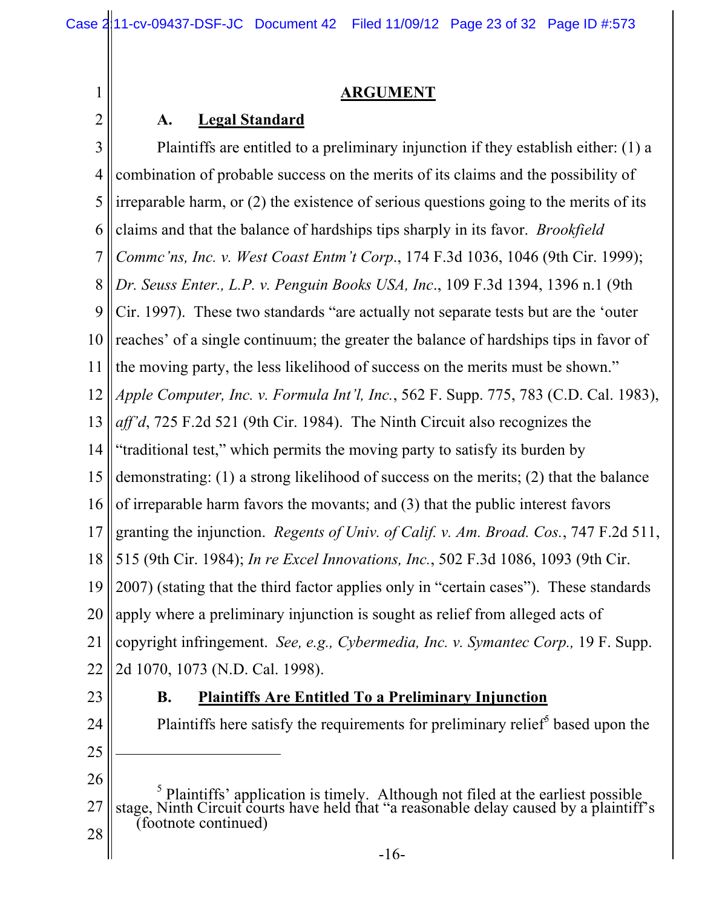## ARGUMENT

### A. Legal Standard

Plaintiffs are entitled to a preliminary injunction if they establish either: (1) a combination of probable success on the merits of its claims and the possibility of irreparable harm, or (2) the existence of serious questions going to the merits of its claims and that the balance of hardships tips sharply in its favor. *Brookfield Commc'ns, Inc. v. West Coast Entm't Corp*., 174 F.3d 1036, 1046 (9th Cir. 1999); *Dr. Seuss Enter., L.P. v. Penguin Books USA, Inc*., 109 F.3d 1394, 1396 n.1 (9th Cir. 1997). These two standards "are actually not separate tests but are the 'outer reaches' of a single continuum; the greater the balance of hardships tips in favor of the moving party, the less likelihood of success on the merits must be shown." *Apple Computer, Inc. v. Formula Int'l, Inc.*, 562 F. Supp. 775, 783 (C.D. Cal. 1983), *aff'd*, 725 F.2d 521 (9th Cir. 1984). The Ninth Circuit also recognizes the "traditional test," which permits the moving party to satisfy its burden by demonstrating: (1) a strong likelihood of success on the merits; (2) that the balance of irreparable harm favors the movants; and (3) that the public interest favors granting the injunction. *Regents of Univ. of Calif. v. Am. Broad. Cos.*, 747 F.2d 511, 515 (9th Cir. 1984); *In re Excel Innovations, Inc.*, 502 F.3d 1086, 1093 (9th Cir. 2007) (stating that the third factor applies only in "certain cases"). These standards apply where a preliminary injunction is sought as relief from alleged acts of copyright infringement. *See, e.g., Cybermedia, Inc. v. Symantec Corp.,* 19 F. Supp. 2d 1070, 1073 (N.D. Cal. 1998).

### B. Plaintiffs Are Entitled To a Preliminary Injunction

Plaintiffs here satisfy the requirements for preliminary relief[5] based upon the

---

[5] Plaintiffs' application is timely. Although not filed at the earliest possible stage, Ninth Circuit courts have held that "a reasonable delay caused by a plaintiff's (footnote continued)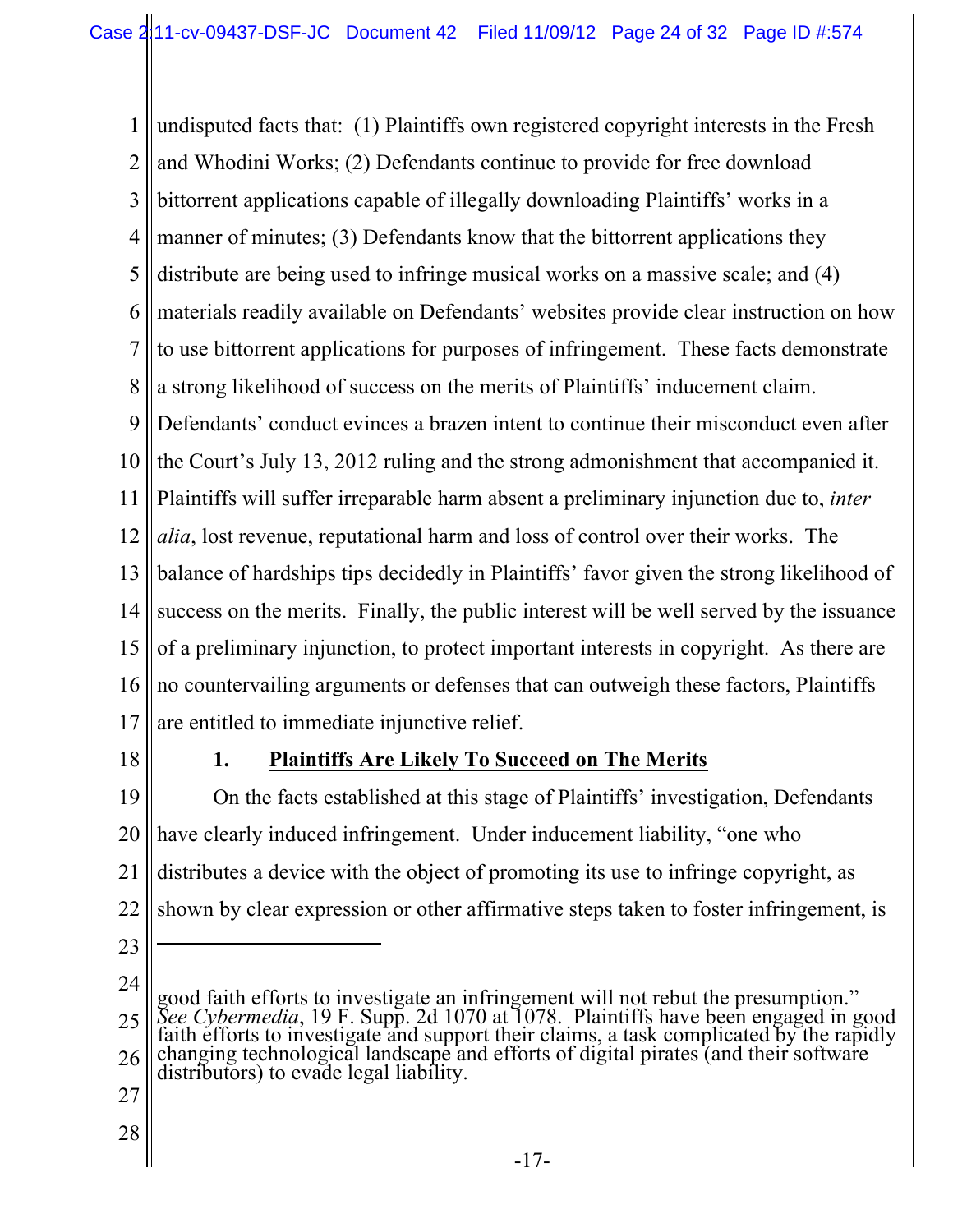undisputed facts that: (1) Plaintiffs own registered copyright interests in the Fresh and Whodini Works; (2) Defendants continue to provide for free download bittorrent applications capable of illegally downloading Plaintiffs' works in a manner of minutes; (3) Defendants know that the bittorrent applications they distribute are being used to infringe musical works on a massive scale; and (4) materials readily available on Defendants' websites provide clear instruction on how to use bittorrent applications for purposes of infringement. These facts demonstrate a strong likelihood of success on the merits of Plaintiffs' inducement claim. Defendants' conduct evinces a brazen intent to continue their misconduct even after the Court's July 13, 2012 ruling and the strong admonishment that accompanied it. Plaintiffs will suffer irreparable harm absent a preliminary injunction due to, *inter alia*, lost revenue, reputational harm and loss of control over their works. The balance of hardships tips decidedly in Plaintiffs' favor given the strong likelihood of success on the merits. Finally, the public interest will be well served by the issuance of a preliminary injunction, to protect important interests in copyright. As there are no countervailing arguments or defenses that can outweigh these factors, Plaintiffs are entitled to immediate injunctive relief.

### 1. **Plaintiffs Are Likely To Succeed on The Merits**

On the facts established at this stage of Plaintiffs' investigation, Defendants have clearly induced infringement. Under inducement liability, "one who distributes a device with the object of promoting its use to infringe copyright, as shown by clear expression or other affirmative steps taken to foster infringement, is

---

good faith efforts to investigate an infringement will not rebut the presumption." *See Cybermedia*, 19 F. Supp. 2d 1070 at 1078. Plaintiffs have been engaged in good faith efforts to investigate and support their claims, a task complicated by the rapidly changing technological landscape and efforts of digital pirates (and their software distributors) to evade legal liability.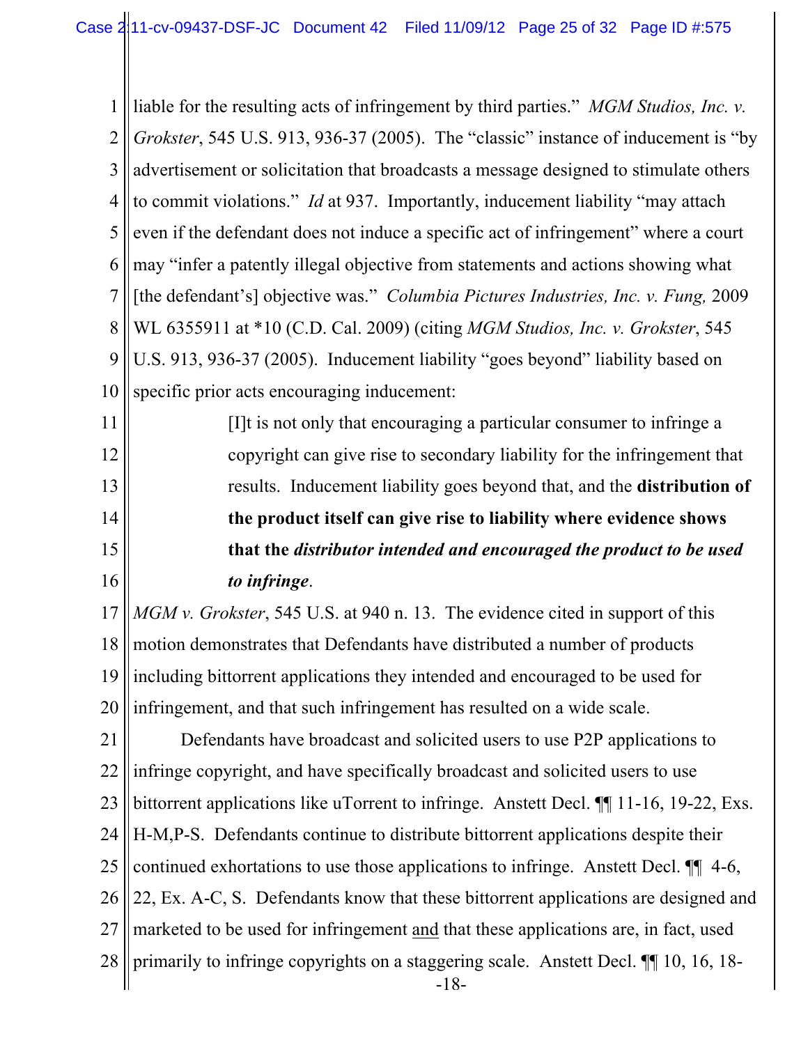liable for the resulting acts of infringement by third parties." *MGM Studios, Inc. v. Grokster*, 545 U.S. 913, 936-37 (2005). The "classic" instance of inducement is "by advertisement or solicitation that broadcasts a message designed to stimulate others to commit violations." *Id* at 937. Importantly, inducement liability "may attach even if the defendant does not induce a specific act of infringement" where a court may "infer a patently illegal objective from statements and actions showing what [the defendant's] objective was." *Columbia Pictures Industries, Inc. v. Fung,* 2009 WL 6355911 at *10 (C.D. Cal. 2009) (citing *MGM Studios, Inc. v. Grokster*, 545 U.S. 913, 936-37 (2005). Inducement liability "goes beyond" liability based on specific prior acts encouraging inducement:

> [I]t is not only that encouraging a particular consumer to infringe a copyright can give rise to secondary liability for the infringement that results. Inducement liability goes beyond that, and the **distribution of the product itself can give rise to liability where evidence shows that the *distributor intended and encouraged the product to be used to infringe*.**

*MGM v. Grokster*, 545 U.S. at 940 n. 13. The evidence cited in support of this motion demonstrates that Defendants have distributed a number of products including bittorrent applications they intended and encouraged to be used for infringement, and that such infringement has resulted on a wide scale.

Defendants have broadcast and solicited users to use P2P applications to infringe copyright, and have specifically broadcast and solicited users to use bittorrent applications like uTorrent to infringe. Anstett Decl. ¶¶ 11-16, 19-22, Exs. H-M,P-S. Defendants continue to distribute bittorrent applications despite their continued exhortations to use those applications to infringe. Anstett Decl. ¶¶ 4-6, 22, Ex. A-C, S. Defendants know that these bittorrent applications are designed and marketed to be used for infringement <u>and</u> that these applications are, in fact, used primarily to infringe copyrights on a staggering scale. Anstett Decl. ¶¶ 10, 16, 18-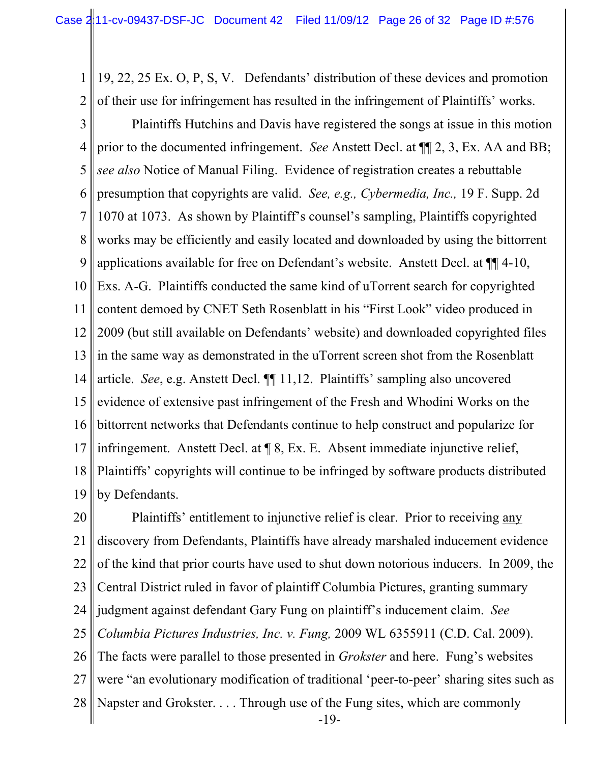19, 22, 25 Ex. O, P, S, V. Defendants' distribution of these devices and promotion of their use for infringement has resulted in the infringement of Plaintiffs' works.

Plaintiffs Hutchins and Davis have registered the songs at issue in this motion prior to the documented infringement. *See* Anstett Decl. at ¶¶ 2, 3, Ex. AA and BB; *see also* Notice of Manual Filing. Evidence of registration creates a rebuttable presumption that copyrights are valid. *See, e.g., Cybermedia, Inc.,* 19 F. Supp. 2d 1070 at 1073. As shown by Plaintiff's counsel's sampling, Plaintiffs copyrighted works may be efficiently and easily located and downloaded by using the bittorrent applications available for free on Defendant's website. Anstett Decl. at ¶¶ 4-10, Exs. A-G. Plaintiffs conducted the same kind of uTorrent search for copyrighted content demoed by CNET Seth Rosenblatt in his "First Look" video produced in 2009 (but still available on Defendants' website) and downloaded copyrighted files in the same way as demonstrated in the uTorrent screen shot from the Rosenblatt article. *See*, e.g. Anstett Decl. ¶¶ 11,12. Plaintiffs' sampling also uncovered evidence of extensive past infringement of the Fresh and Whodini Works on the bittorrent networks that Defendants continue to help construct and popularize for infringement. Anstett Decl. at ¶ 8, Ex. E. Absent immediate injunctive relief, Plaintiffs' copyrights will continue to be infringed by software products distributed by Defendants.

Plaintiffs' entitlement to injunctive relief is clear. Prior to receiving <u>any</u> discovery from Defendants, Plaintiffs have already marshaled inducement evidence of the kind that prior courts have used to shut down notorious inducers. In 2009, the Central District ruled in favor of plaintiff Columbia Pictures, granting summary judgment against defendant Gary Fung on plaintiff's inducement claim. *See Columbia Pictures Industries, Inc. v. Fung,* 2009 WL 6355911 (C.D. Cal. 2009). The facts were parallel to those presented in *Grokster* and here. Fung's websites were "an evolutionary modification of traditional 'peer-to-peer' sharing sites such as Napster and Grokster. . . . Through use of the Fung sites, which are commonly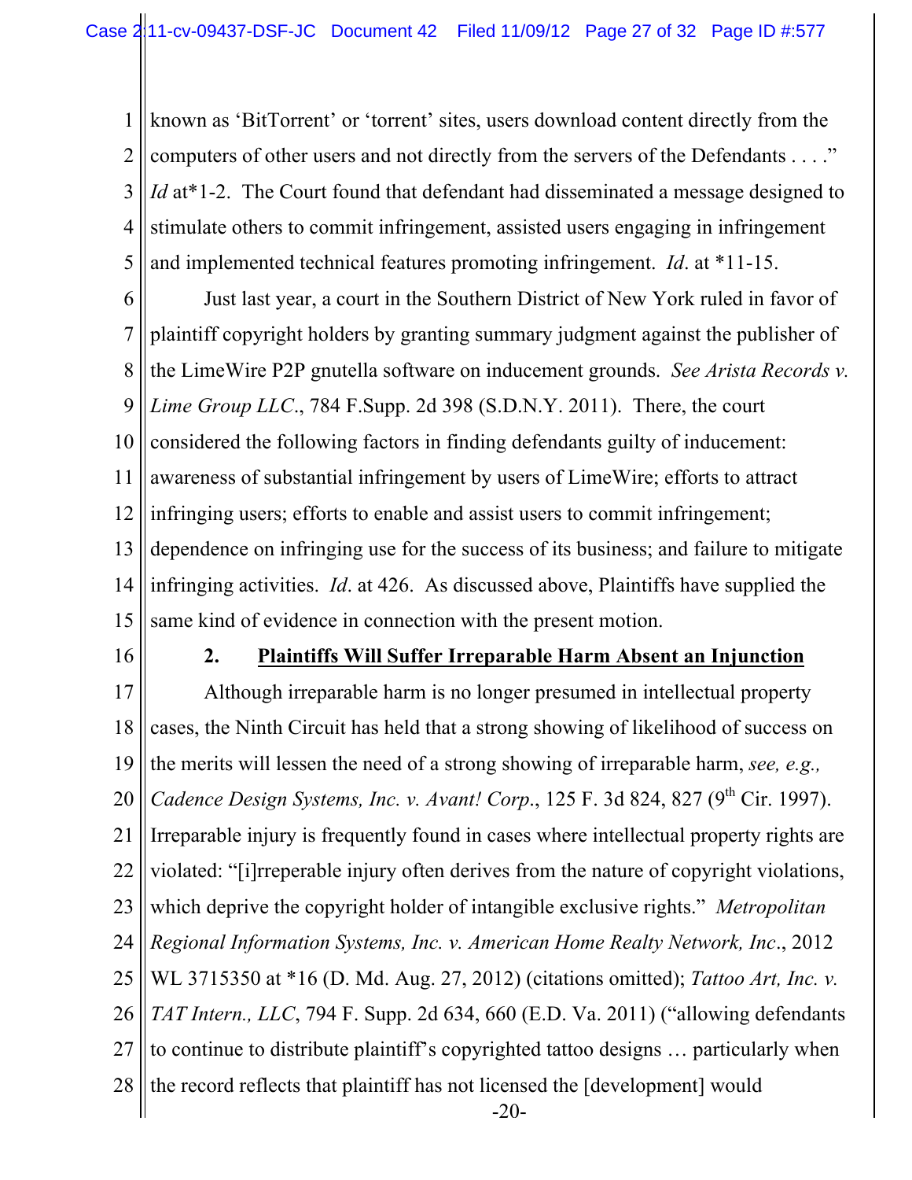known as 'BitTorrent' or 'torrent' sites, users download content directly from the computers of other users and not directly from the servers of the Defendants . . . ." *Id* at*1-2. The Court found that defendant had disseminated a message designed to stimulate others to commit infringement, assisted users engaging in infringement and implemented technical features promoting infringement. *Id*. at *11-15.

Just last year, a court in the Southern District of New York ruled in favor of plaintiff copyright holders by granting summary judgment against the publisher of the LimeWire P2P gnutella software on inducement grounds. *See Arista Records v. Lime Group LLC*., 784 F.Supp. 2d 398 (S.D.N.Y. 2011). There, the court considered the following factors in finding defendants guilty of inducement: awareness of substantial infringement by users of LimeWire; efforts to attract infringing users; efforts to enable and assist users to commit infringement; dependence on infringing use for the success of its business; and failure to mitigate infringing activities. *Id*. at 426. As discussed above, Plaintiffs have supplied the same kind of evidence in connection with the present motion.

### 2. <u>Plaintiffs Will Suffer Irreparable Harm Absent an Injunction</u>

Although irreparable harm is no longer presumed in intellectual property cases, the Ninth Circuit has held that a strong showing of likelihood of success on the merits will lessen the need of a strong showing of irreparable harm, *see, e.g., Cadence Design Systems, Inc. v. Avant! Corp*., 125 F. 3d 824, 827 (9th Cir. 1997). Irreparable injury is frequently found in cases where intellectual property rights are violated: "[i]rreperable injury often derives from the nature of copyright violations, which deprive the copyright holder of intangible exclusive rights." *Metropolitan Regional Information Systems, Inc. v. American Home Realty Network, Inc*., 2012 WL 3715350 at *16 (D. Md. Aug. 27, 2012) (citations omitted); *Tattoo Art, Inc. v. TAT Intern., LLC*, 794 F. Supp. 2d 634, 660 (E.D. Va. 2011) ("allowing defendants to continue to distribute plaintiff's copyrighted tattoo designs … particularly when the record reflects that plaintiff has not licensed the [development] would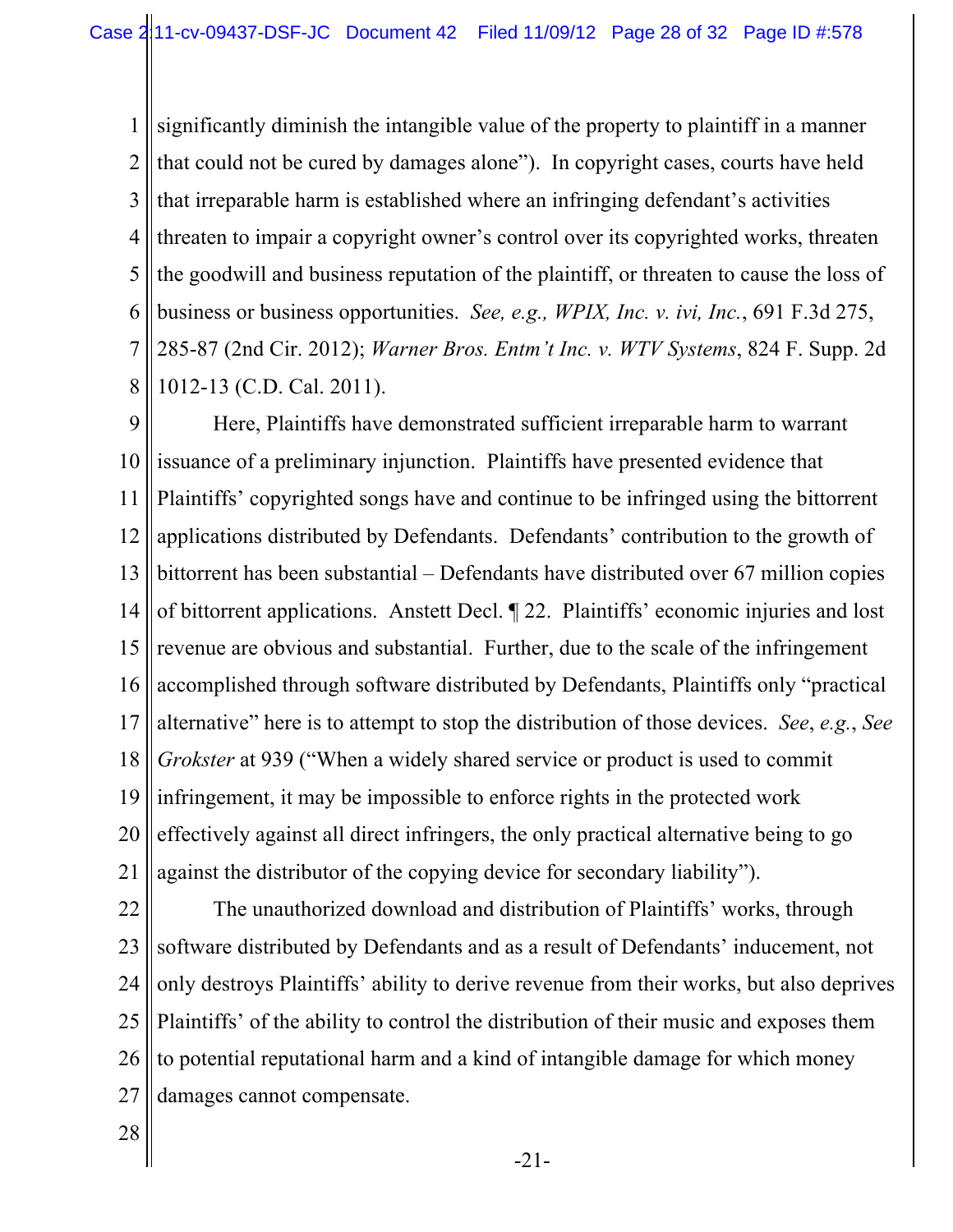significantly diminish the intangible value of the property to plaintiff in a manner that could not be cured by damages alone"). In copyright cases, courts have held that irreparable harm is established where an infringing defendant's activities threaten to impair a copyright owner's control over its copyrighted works, threaten the goodwill and business reputation of the plaintiff, or threaten to cause the loss of business or business opportunities. *See, e.g., WPIX, Inc. v. ivi, Inc.*, 691 F.3d 275, 285-87 (2nd Cir. 2012); *Warner Bros. Entm't Inc. v. WTV Systems*, 824 F. Supp. 2d 1012-13 (C.D. Cal. 2011).

Here, Plaintiffs have demonstrated sufficient irreparable harm to warrant issuance of a preliminary injunction. Plaintiffs have presented evidence that Plaintiffs' copyrighted songs have and continue to be infringed using the bittorrent applications distributed by Defendants. Defendants' contribution to the growth of bittorrent has been substantial – Defendants have distributed over 67 million copies of bittorrent applications. Anstett Decl. ¶ 22. Plaintiffs' economic injuries and lost revenue are obvious and substantial. Further, due to the scale of the infringement accomplished through software distributed by Defendants, Plaintiffs only "practical alternative" here is to attempt to stop the distribution of those devices. *See*, *e.g.*, *See Grokster* at 939 ("When a widely shared service or product is used to commit infringement, it may be impossible to enforce rights in the protected work effectively against all direct infringers, the only practical alternative being to go against the distributor of the copying device for secondary liability").

The unauthorized download and distribution of Plaintiffs' works, through software distributed by Defendants and as a result of Defendants' inducement, not only destroys Plaintiffs' ability to derive revenue from their works, but also deprives Plaintiffs' of the ability to control the distribution of their music and exposes them to potential reputational harm and a kind of intangible damage for which money damages cannot compensate.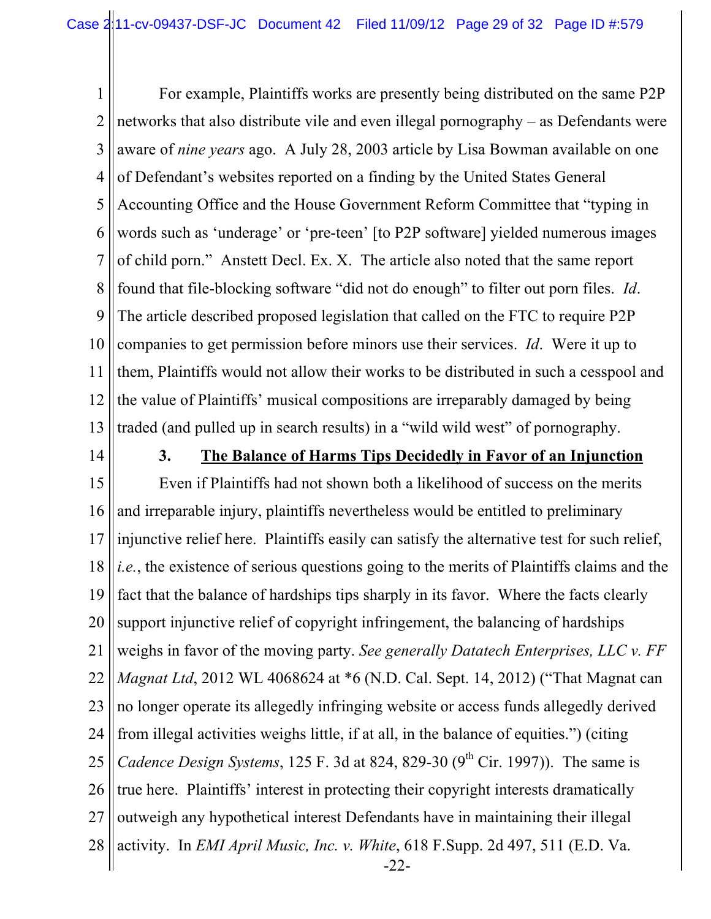For example, Plaintiffs works are presently being distributed on the same P2P networks that also distribute vile and even illegal pornography – as Defendants were aware of *nine years* ago. A July 28, 2003 article by Lisa Bowman available on one of Defendant's websites reported on a finding by the United States General Accounting Office and the House Government Reform Committee that "typing in words such as 'underage' or 'pre-teen' [to P2P software] yielded numerous images of child porn." Anstett Decl. Ex. X. The article also noted that the same report found that file-blocking software "did not do enough" to filter out porn files. *Id*. The article described proposed legislation that called on the FTC to require P2P companies to get permission before minors use their services. *Id*. Were it up to them, Plaintiffs would not allow their works to be distributed in such a cesspool and the value of Plaintiffs' musical compositions are irreparably damaged by being traded (and pulled up in search results) in a "wild wild west" of pornography.

**3. The Balance of Harms Tips Decidedly in Favor of an Injunction**

Even if Plaintiffs had not shown both a likelihood of success on the merits and irreparable injury, plaintiffs nevertheless would be entitled to preliminary injunctive relief here. Plaintiffs easily can satisfy the alternative test for such relief, *i.e.*, the existence of serious questions going to the merits of Plaintiffs claims and the fact that the balance of hardships tips sharply in its favor. Where the facts clearly support injunctive relief of copyright infringement, the balancing of hardships weighs in favor of the moving party. *See generally Datatech Enterprises, LLC v. FF Magnat Ltd*, 2012 WL 4068624 at *6 (N.D. Cal. Sept. 14, 2012) ("That Magnat can no longer operate its allegedly infringing website or access funds allegedly derived from illegal activities weighs little, if at all, in the balance of equities.") (citing *Cadence Design Systems*, 125 F. 3d at 824, 829-30 (9th Cir. 1997)). The same is true here. Plaintiffs' interest in protecting their copyright interests dramatically outweigh any hypothetical interest Defendants have in maintaining their illegal activity. In *EMI April Music, Inc. v. White*, 618 F.Supp. 2d 497, 511 (E.D. Va.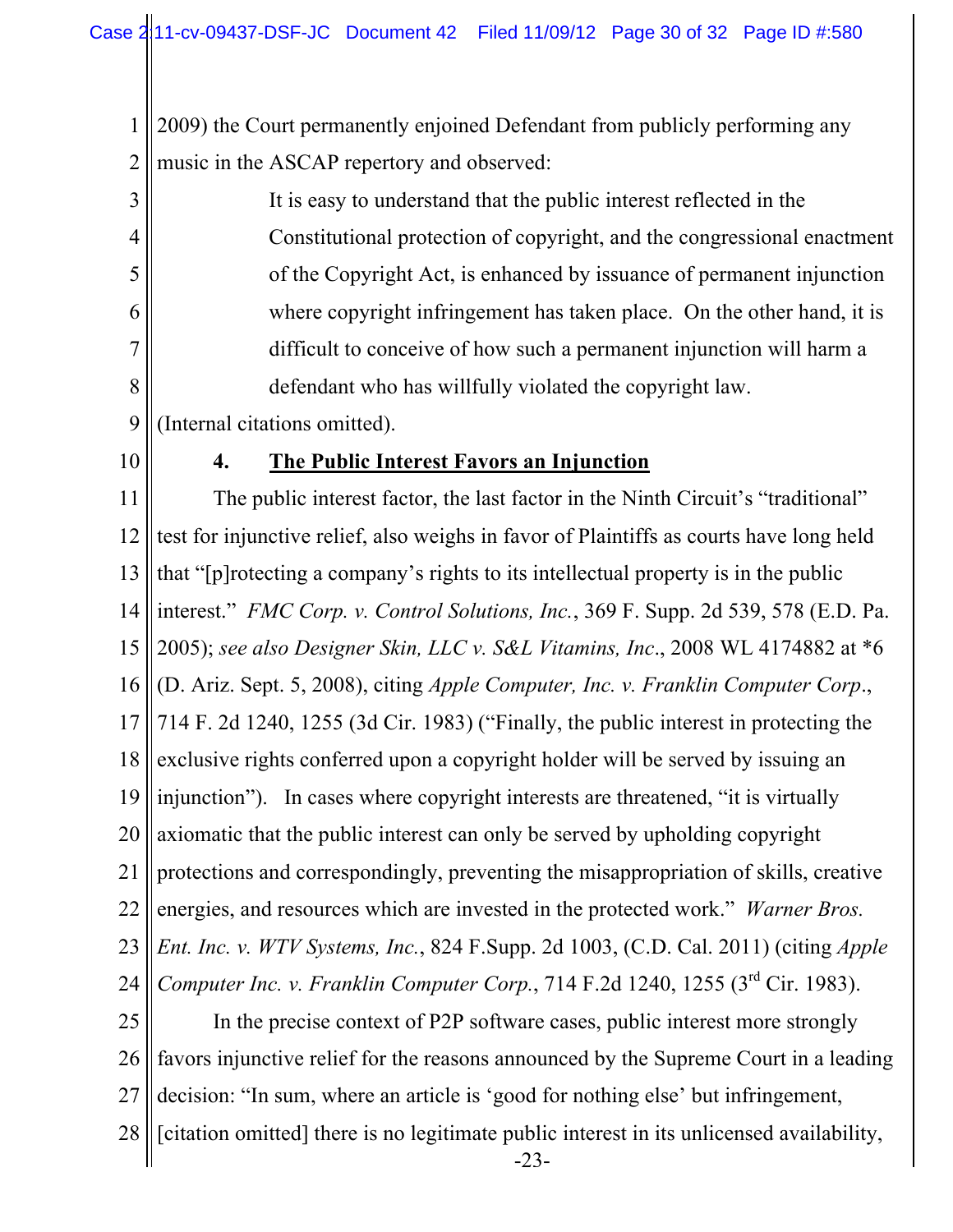2009) the Court permanently enjoined Defendant from publicly performing any music in the ASCAP repertory and observed:

> It is easy to understand that the public interest reflected in the Constitutional protection of copyright, and the congressional enactment of the Copyright Act, is enhanced by issuance of permanent injunction where copyright infringement has taken place. On the other hand, it is difficult to conceive of how such a permanent injunction will harm a defendant who has willfully violated the copyright law.

(Internal citations omitted).

#### 4. **The Public Interest Favors an Injunction**

The public interest factor, the last factor in the Ninth Circuit's "traditional" test for injunctive relief, also weighs in favor of Plaintiffs as courts have long held that "[p]rotecting a company's rights to its intellectual property is in the public interest." *FMC Corp. v. Control Solutions, Inc.*, 369 F. Supp. 2d 539, 578 (E.D. Pa. 2005); *see also Designer Skin, LLC v. S&L Vitamins, Inc*., 2008 WL 4174882 at *6 (D. Ariz. Sept. 5, 2008), citing *Apple Computer, Inc. v. Franklin Computer Corp*., 714 F. 2d 1240, 1255 (3d Cir. 1983) ("Finally, the public interest in protecting the exclusive rights conferred upon a copyright holder will be served by issuing an injunction"). In cases where copyright interests are threatened, "it is virtually axiomatic that the public interest can only be served by upholding copyright protections and correspondingly, preventing the misappropriation of skills, creative energies, and resources which are invested in the protected work." *Warner Bros. Ent. Inc. v. WTV Systems, Inc.*, 824 F.Supp. 2d 1003, (C.D. Cal. 2011) (citing *Apple Computer Inc. v. Franklin Computer Corp.*, 714 F.2d 1240, 1255 (3rd Cir. 1983).

In the precise context of P2P software cases, public interest more strongly favors injunctive relief for the reasons announced by the Supreme Court in a leading decision: "In sum, where an article is 'good for nothing else' but infringement, [citation omitted] there is no legitimate public interest in its unlicensed availability,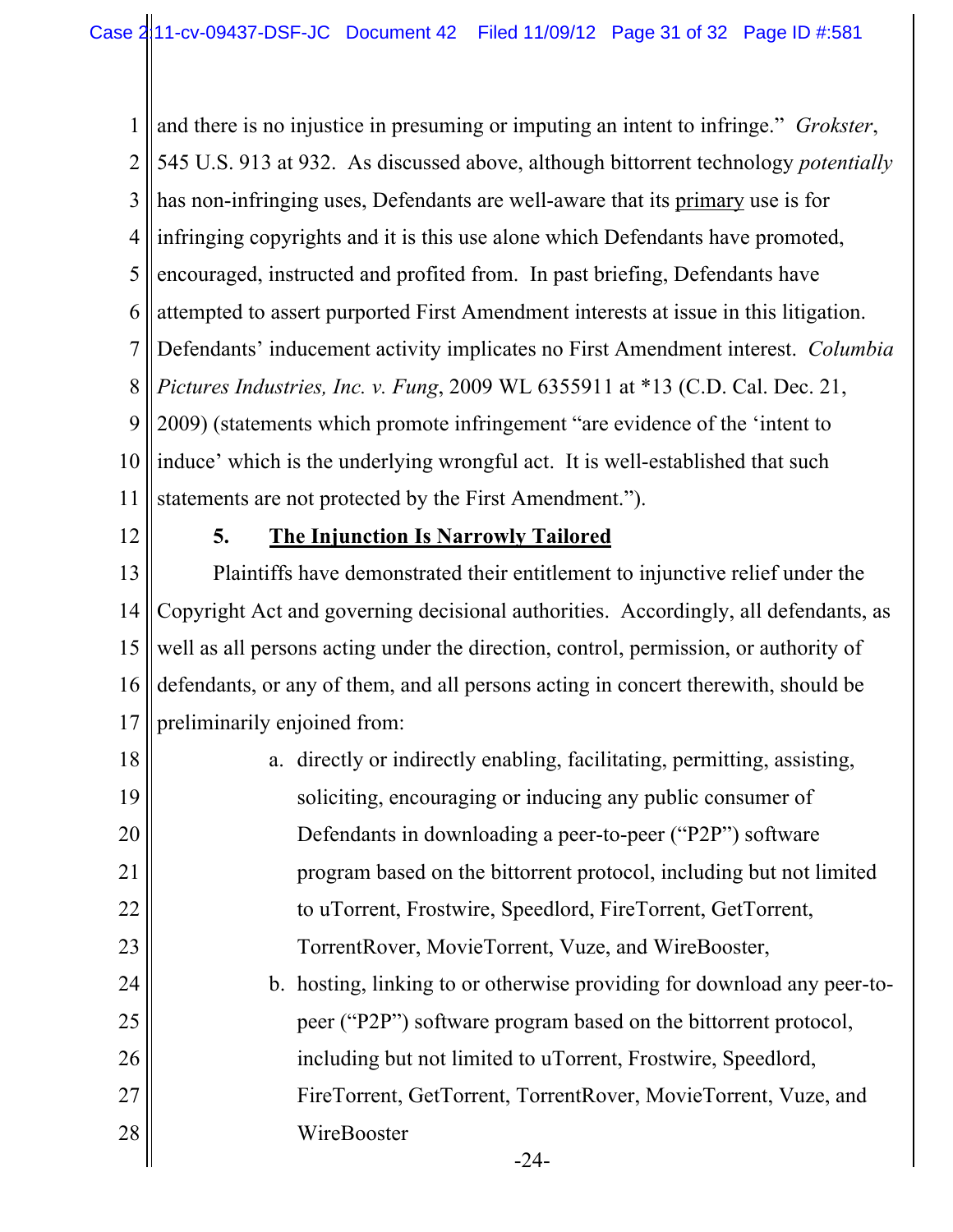and there is no injustice in presuming or imputing an intent to infringe." *Grokster*, 545 U.S. 913 at 932. As discussed above, although bittorrent technology *potentially* has non-infringing uses, Defendants are well-aware that its primary use is for infringing copyrights and it is this use alone which Defendants have promoted, encouraged, instructed and profited from. In past briefing, Defendants have attempted to assert purported First Amendment interests at issue in this litigation. Defendants' inducement activity implicates no First Amendment interest. *Columbia Pictures Industries, Inc. v. Fung*, 2009 WL 6355911 at *13 (C.D. Cal. Dec. 21, 2009) (statements which promote infringement "are evidence of the 'intent to induce' which is the underlying wrongful act. It is well-established that such statements are not protected by the First Amendment.").

**5. The Injunction Is Narrowly Tailored**

Plaintiffs have demonstrated their entitlement to injunctive relief under the Copyright Act and governing decisional authorities. Accordingly, all defendants, as well as all persons acting under the direction, control, permission, or authority of defendants, or any of them, and all persons acting in concert therewith, should be preliminarily enjoined from:

a. directly or indirectly enabling, facilitating, permitting, assisting, soliciting, encouraging or inducing any public consumer of Defendants in downloading a peer-to-peer ("P2P") software program based on the bittorrent protocol, including but not limited to uTorrent, Frostwire, Speedlord, FireTorrent, GetTorrent, TorrentRover, MovieTorrent, Vuze, and WireBooster,

b. hosting, linking to or otherwise providing for download any peer-to-peer ("P2P") software program based on the bittorrent protocol, including but not limited to uTorrent, Frostwire, Speedlord, FireTorrent, GetTorrent, TorrentRover, MovieTorrent, Vuze, and WireBooster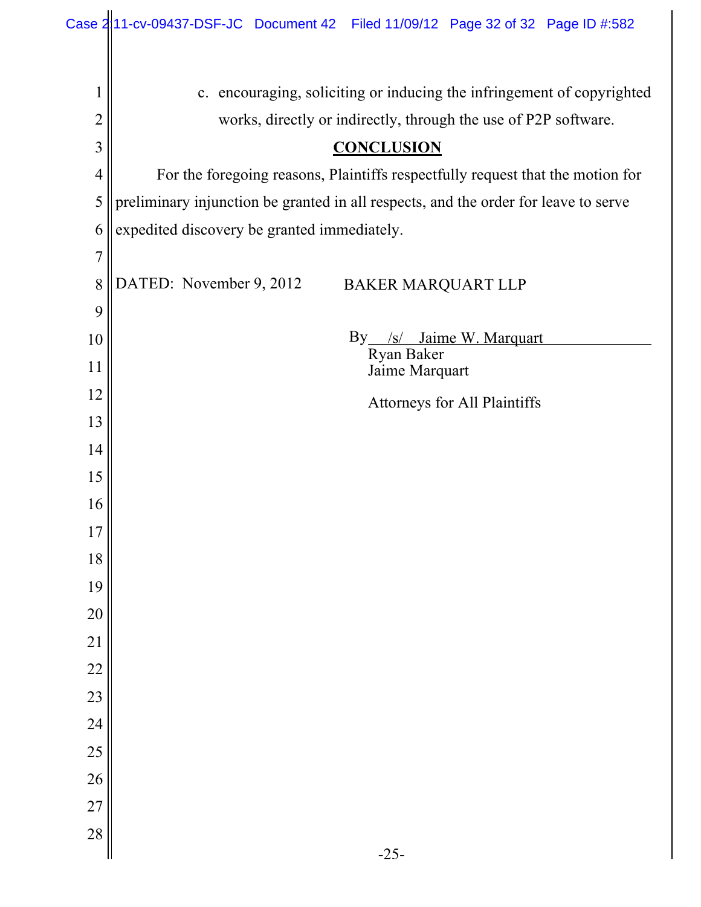c. encouraging, soliciting or inducing the infringement of copyrighted works, directly or indirectly, through the use of P2P software.

## CONCLUSION

For the foregoing reasons, Plaintiffs respectfully request that the motion for preliminary injunction be granted in all respects, and the order for leave to serve expedited discovery be granted immediately.

DATED: November 9, 2012

BAKER MARQUART LLP

By /s/ Jaime W. Marquart
Ryan Baker
Jaime Marquart

Attorneys for All Plaintiffs